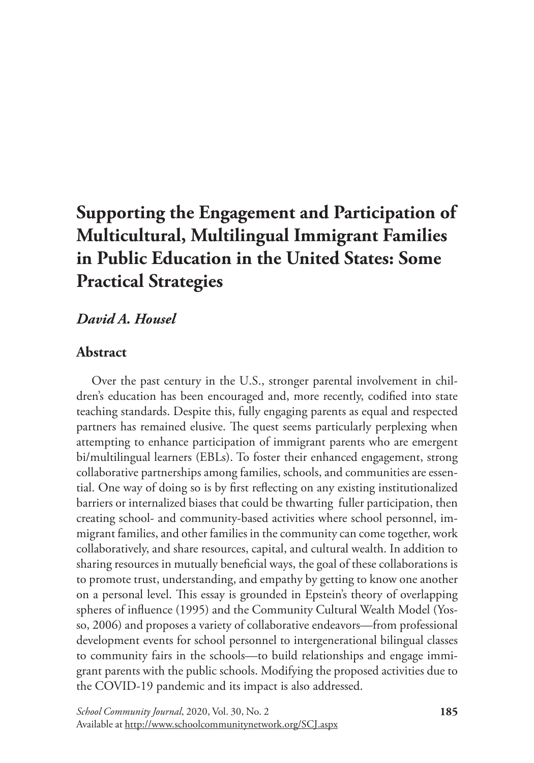# Supporting the Engagement and Participation of Multicultural, Multilingual Immigrant Families in Public Education in the United States: Some Practical Strategies

*David A. Housel*

## Abstract

Over the past century in the U.S., stronger parental involvement in children's education has been encouraged and, more recently, codified into state teaching standards. Despite this, fully engaging parents as equal and respected partners has remained elusive. The quest seems particularly perplexing when attempting to enhance participation of immigrant parents who are emergent bi/multilingual learners (EBLs). To foster their enhanced engagement, strong collaborative partnerships among families, schools, and communities are essential. One way of doing so is by first reflecting on any existing institutionalized barriers or internalized biases that could be thwarting fuller participation, then creating school- and community-based activities where school personnel, immigrant families, and other families in the community can come together, work collaboratively, and share resources, capital, and cultural wealth. In addition to sharing resources in mutually beneficial ways, the goal of these collaborations is to promote trust, understanding, and empathy by getting to know one another on a personal level. This essay is grounded in Epstein's theory of overlapping spheres of influence (1995) and the Community Cultural Wealth Model (Yosso, 2006) and proposes a variety of collaborative endeavors—from professional development events for school personnel to intergenerational bilingual classes to community fairs in the schools—to build relationships and engage immigrant parents with the public schools. Modifying the proposed activities due to the COVID-19 pandemic and its impact is also addressed.

*School Community Journal*, 2020, Vol. 30, No. 2
Available at http://www.schoolcommunitynetwork.org/SCJ.aspx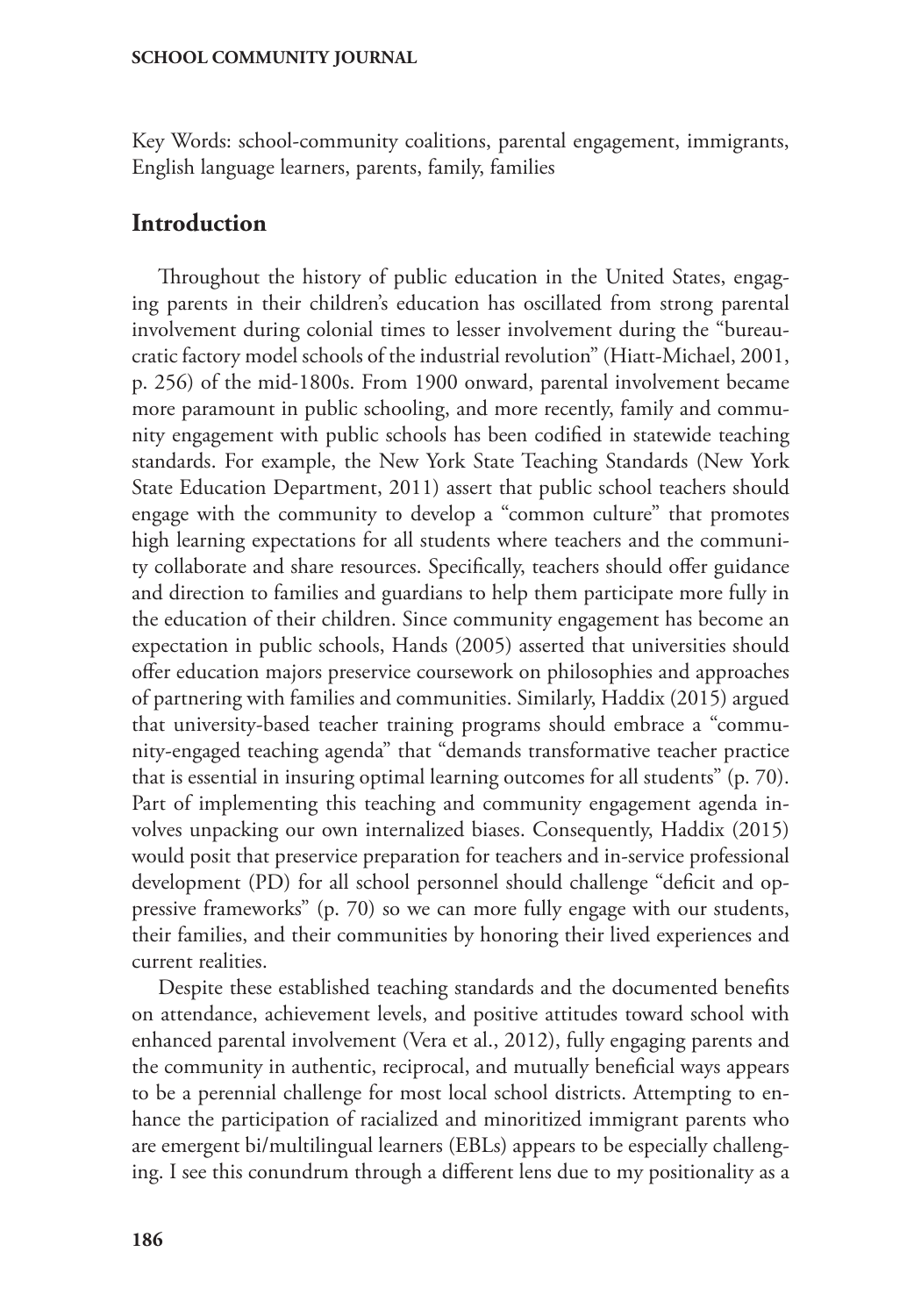Key Words: school-community coalitions, parental engagement, immigrants, English language learners, parents, family, families

## Introduction

Throughout the history of public education in the United States, engaging parents in their children's education has oscillated from strong parental involvement during colonial times to lesser involvement during the "bureaucratic factory model schools of the industrial revolution" (Hiatt-Michael, 2001, p. 256) of the mid-1800s. From 1900 onward, parental involvement became more paramount in public schooling, and more recently, family and community engagement with public schools has been codified in statewide teaching standards. For example, the New York State Teaching Standards (New York State Education Department, 2011) assert that public school teachers should engage with the community to develop a "common culture" that promotes high learning expectations for all students where teachers and the community collaborate and share resources. Specifically, teachers should offer guidance and direction to families and guardians to help them participate more fully in the education of their children. Since community engagement has become an expectation in public schools, Hands (2005) asserted that universities should offer education majors preservice coursework on philosophies and approaches of partnering with families and communities. Similarly, Haddix (2015) argued that university-based teacher training programs should embrace a "community-engaged teaching agenda" that "demands transformative teacher practice that is essential in insuring optimal learning outcomes for all students" (p. 70). Part of implementing this teaching and community engagement agenda involves unpacking our own internalized biases. Consequently, Haddix (2015) would posit that preservice preparation for teachers and in-service professional development (PD) for all school personnel should challenge "deficit and oppressive frameworks" (p. 70) so we can more fully engage with our students, their families, and their communities by honoring their lived experiences and current realities.

Despite these established teaching standards and the documented benefits on attendance, achievement levels, and positive attitudes toward school with enhanced parental involvement (Vera et al., 2012), fully engaging parents and the community in authentic, reciprocal, and mutually beneficial ways appears to be a perennial challenge for most local school districts. Attempting to enhance the participation of racialized and minoritized immigrant parents who are emergent bi/multilingual learners (EBLs) appears to be especially challenging. I see this conundrum through a different lens due to my positionality as a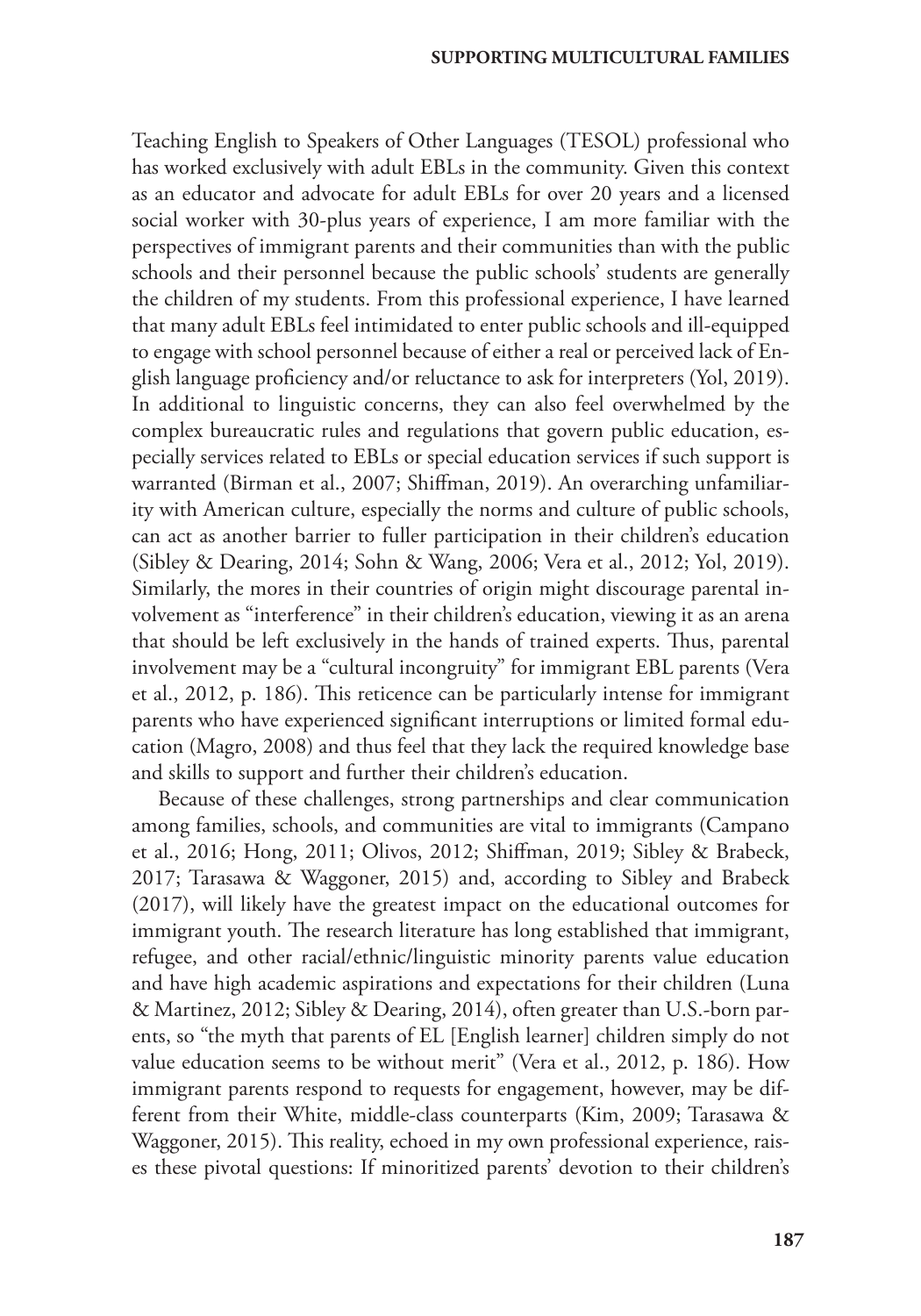Teaching English to Speakers of Other Languages (TESOL) professional who has worked exclusively with adult EBLs in the community. Given this context as an educator and advocate for adult EBLs for over 20 years and a licensed social worker with 30-plus years of experience, I am more familiar with the perspectives of immigrant parents and their communities than with the public schools and their personnel because the public schools' students are generally the children of my students. From this professional experience, I have learned that many adult EBLs feel intimidated to enter public schools and ill-equipped to engage with school personnel because of either a real or perceived lack of English language proficiency and/or reluctance to ask for interpreters (Yol, 2019). In additional to linguistic concerns, they can also feel overwhelmed by the complex bureaucratic rules and regulations that govern public education, especially services related to EBLs or special education services if such support is warranted (Birman et al., 2007; Shiffman, 2019). An overarching unfamiliarity with American culture, especially the norms and culture of public schools, can act as another barrier to fuller participation in their children's education (Sibley & Dearing, 2014; Sohn & Wang, 2006; Vera et al., 2012; Yol, 2019). Similarly, the mores in their countries of origin might discourage parental involvement as "interference" in their children's education, viewing it as an arena that should be left exclusively in the hands of trained experts. Thus, parental involvement may be a "cultural incongruity" for immigrant EBL parents (Vera et al., 2012, p. 186). This reticence can be particularly intense for immigrant parents who have experienced significant interruptions or limited formal education (Magro, 2008) and thus feel that they lack the required knowledge base and skills to support and further their children's education.

Because of these challenges, strong partnerships and clear communication among families, schools, and communities are vital to immigrants (Campano et al., 2016; Hong, 2011; Olivos, 2012; Shiffman, 2019; Sibley & Brabeck, 2017; Tarasawa & Waggoner, 2015) and, according to Sibley and Brabeck (2017), will likely have the greatest impact on the educational outcomes for immigrant youth. The research literature has long established that immigrant, refugee, and other racial/ethnic/linguistic minority parents value education and have high academic aspirations and expectations for their children (Luna & Martinez, 2012; Sibley & Dearing, 2014), often greater than U.S.-born parents, so "the myth that parents of EL [English learner] children simply do not value education seems to be without merit" (Vera et al., 2012, p. 186). How immigrant parents respond to requests for engagement, however, may be different from their White, middle-class counterparts (Kim, 2009; Tarasawa & Waggoner, 2015). This reality, echoed in my own professional experience, raises these pivotal questions: If minoritized parents' devotion to their children's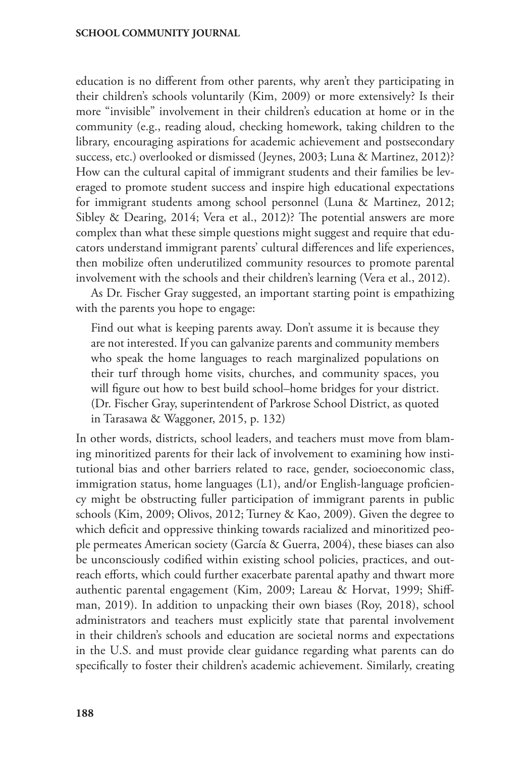education is no different from other parents, why aren't they participating in their children's schools voluntarily (Kim, 2009) or more extensively? Is their more "invisible" involvement in their children's education at home or in the community (e.g., reading aloud, checking homework, taking children to the library, encouraging aspirations for academic achievement and postsecondary success, etc.) overlooked or dismissed (Jeynes, 2003; Luna & Martinez, 2012)? How can the cultural capital of immigrant students and their families be leveraged to promote student success and inspire high educational expectations for immigrant students among school personnel (Luna & Martinez, 2012; Sibley & Dearing, 2014; Vera et al., 2012)? The potential answers are more complex than what these simple questions might suggest and require that educators understand immigrant parents' cultural differences and life experiences, then mobilize often underutilized community resources to promote parental involvement with the schools and their children's learning (Vera et al., 2012).

As Dr. Fischer Gray suggested, an important starting point is empathizing with the parents you hope to engage:

> Find out what is keeping parents away. Don't assume it is because they are not interested. If you can galvanize parents and community members who speak the home languages to reach marginalized populations on their turf through home visits, churches, and community spaces, you will figure out how to best build school–home bridges for your district. (Dr. Fischer Gray, superintendent of Parkrose School District, as quoted in Tarasawa & Waggoner, 2015, p. 132)

In other words, districts, school leaders, and teachers must move from blaming minoritized parents for their lack of involvement to examining how institutional bias and other barriers related to race, gender, socioeconomic class, immigration status, home languages (L1), and/or English-language proficiency might be obstructing fuller participation of immigrant parents in public schools (Kim, 2009; Olivos, 2012; Turney & Kao, 2009). Given the degree to which deficit and oppressive thinking towards racialized and minoritized people permeates American society (García & Guerra, 2004), these biases can also be unconsciously codified within existing school policies, practices, and outreach efforts, which could further exacerbate parental apathy and thwart more authentic parental engagement (Kim, 2009; Lareau & Horvat, 1999; Shiffman, 2019). In addition to unpacking their own biases (Roy, 2018), school administrators and teachers must explicitly state that parental involvement in their children's schools and education are societal norms and expectations in the U.S. and must provide clear guidance regarding what parents can do specifically to foster their children's academic achievement. Similarly, creating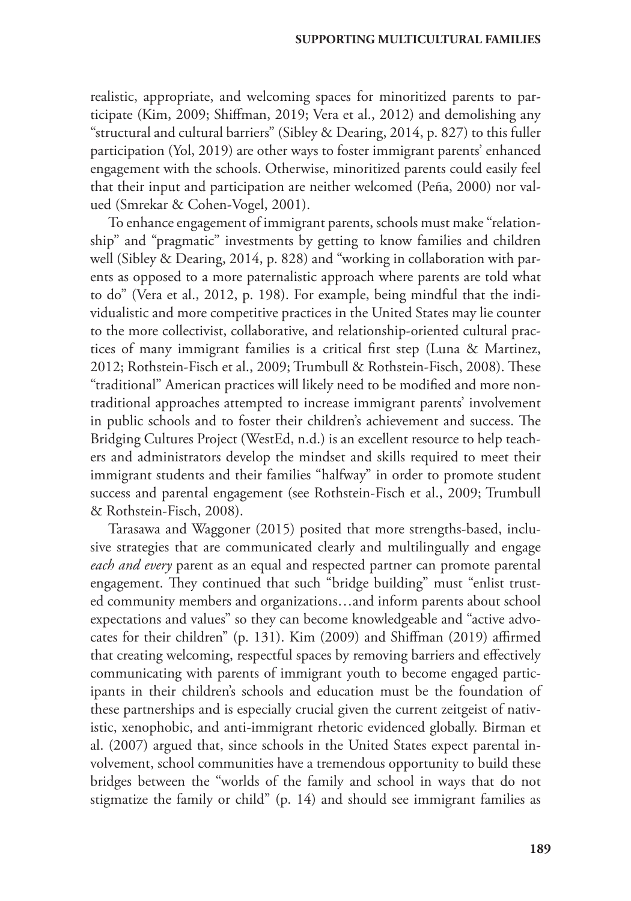realistic, appropriate, and welcoming spaces for minoritized parents to participate (Kim, 2009; Shiffman, 2019; Vera et al., 2012) and demolishing any "structural and cultural barriers" (Sibley & Dearing, 2014, p. 827) to this fuller participation (Yol, 2019) are other ways to foster immigrant parents' enhanced engagement with the schools. Otherwise, minoritized parents could easily feel that their input and participation are neither welcomed (Peña, 2000) nor valued (Smrekar & Cohen-Vogel, 2001).

To enhance engagement of immigrant parents, schools must make "relationship" and "pragmatic" investments by getting to know families and children well (Sibley & Dearing, 2014, p. 828) and "working in collaboration with parents as opposed to a more paternalistic approach where parents are told what to do" (Vera et al., 2012, p. 198). For example, being mindful that the individualistic and more competitive practices in the United States may lie counter to the more collectivist, collaborative, and relationship-oriented cultural practices of many immigrant families is a critical first step (Luna & Martinez, 2012; Rothstein-Fisch et al., 2009; Trumbull & Rothstein-Fisch, 2008). These "traditional" American practices will likely need to be modified and more nontraditional approaches attempted to increase immigrant parents' involvement in public schools and to foster their children's achievement and success. The Bridging Cultures Project (WestEd, n.d.) is an excellent resource to help teachers and administrators develop the mindset and skills required to meet their immigrant students and their families "halfway" in order to promote student success and parental engagement (see Rothstein-Fisch et al., 2009; Trumbull & Rothstein-Fisch, 2008).

Tarasawa and Waggoner (2015) posited that more strengths-based, inclusive strategies that are communicated clearly and multilingually and engage *each and every* parent as an equal and respected partner can promote parental engagement. They continued that such "bridge building" must "enlist trusted community members and organizations…and inform parents about school expectations and values" so they can become knowledgeable and "active advocates for their children" (p. 131). Kim (2009) and Shiffman (2019) affirmed that creating welcoming, respectful spaces by removing barriers and effectively communicating with parents of immigrant youth to become engaged participants in their children's schools and education must be the foundation of these partnerships and is especially crucial given the current zeitgeist of nativistic, xenophobic, and anti-immigrant rhetoric evidenced globally. Birman et al. (2007) argued that, since schools in the United States expect parental involvement, school communities have a tremendous opportunity to build these bridges between the "worlds of the family and school in ways that do not stigmatize the family or child" (p. 14) and should see immigrant families as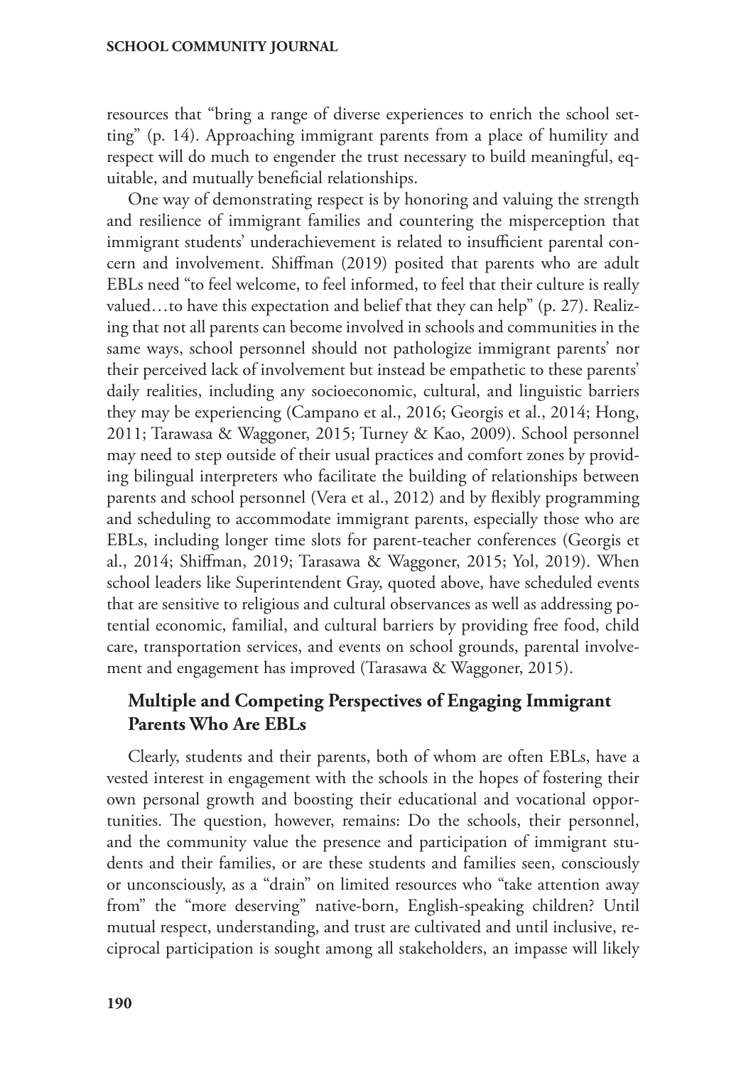resources that "bring a range of diverse experiences to enrich the school setting" (p. 14). Approaching immigrant parents from a place of humility and respect will do much to engender the trust necessary to build meaningful, equitable, and mutually beneficial relationships.

One way of demonstrating respect is by honoring and valuing the strength and resilience of immigrant families and countering the misperception that immigrant students' underachievement is related to insufficient parental concern and involvement. Shiffman (2019) posited that parents who are adult EBLs need "to feel welcome, to feel informed, to feel that their culture is really valued…to have this expectation and belief that they can help" (p. 27). Realizing that not all parents can become involved in schools and communities in the same ways, school personnel should not pathologize immigrant parents' nor their perceived lack of involvement but instead be empathetic to these parents' daily realities, including any socioeconomic, cultural, and linguistic barriers they may be experiencing (Campano et al., 2016; Georgis et al., 2014; Hong, 2011; Tarawasa & Waggoner, 2015; Turney & Kao, 2009). School personnel may need to step outside of their usual practices and comfort zones by providing bilingual interpreters who facilitate the building of relationships between parents and school personnel (Vera et al., 2012) and by flexibly programming and scheduling to accommodate immigrant parents, especially those who are EBLs, including longer time slots for parent-teacher conferences (Georgis et al., 2014; Shiffman, 2019; Tarasawa & Waggoner, 2015; Yol, 2019). When school leaders like Superintendent Gray, quoted above, have scheduled events that are sensitive to religious and cultural observances as well as addressing potential economic, familial, and cultural barriers by providing free food, child care, transportation services, and events on school grounds, parental involvement and engagement has improved (Tarasawa & Waggoner, 2015).

### Multiple and Competing Perspectives of Engaging Immigrant Parents Who Are EBLs

Clearly, students and their parents, both of whom are often EBLs, have a vested interest in engagement with the schools in the hopes of fostering their own personal growth and boosting their educational and vocational opportunities. The question, however, remains: Do the schools, their personnel, and the community value the presence and participation of immigrant students and their families, or are these students and families seen, consciously or unconsciously, as a "drain" on limited resources who "take attention away from" the "more deserving" native-born, English-speaking children? Until mutual respect, understanding, and trust are cultivated and until inclusive, reciprocal participation is sought among all stakeholders, an impasse will likely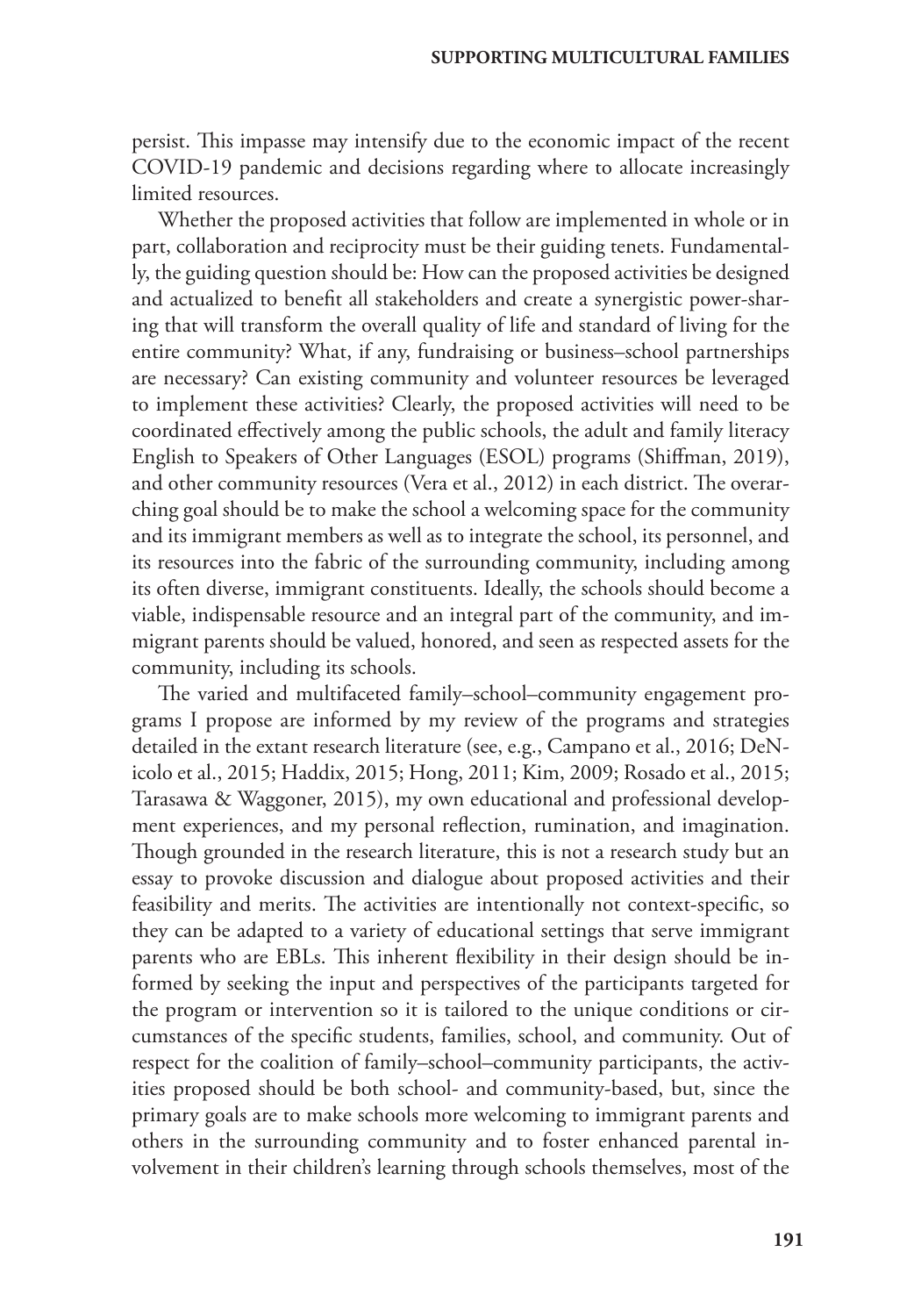persist. This impasse may intensify due to the economic impact of the recent COVID-19 pandemic and decisions regarding where to allocate increasingly limited resources.

Whether the proposed activities that follow are implemented in whole or in part, collaboration and reciprocity must be their guiding tenets. Fundamentally, the guiding question should be: How can the proposed activities be designed and actualized to benefit all stakeholders and create a synergistic power-sharing that will transform the overall quality of life and standard of living for the entire community? What, if any, fundraising or business–school partnerships are necessary? Can existing community and volunteer resources be leveraged to implement these activities? Clearly, the proposed activities will need to be coordinated effectively among the public schools, the adult and family literacy English to Speakers of Other Languages (ESOL) programs (Shiffman, 2019), and other community resources (Vera et al., 2012) in each district. The overarching goal should be to make the school a welcoming space for the community and its immigrant members as well as to integrate the school, its personnel, and its resources into the fabric of the surrounding community, including among its often diverse, immigrant constituents. Ideally, the schools should become a viable, indispensable resource and an integral part of the community, and immigrant parents should be valued, honored, and seen as respected assets for the community, including its schools.

The varied and multifaceted family–school–community engagement programs I propose are informed by my review of the programs and strategies detailed in the extant research literature (see, e.g., Campano et al., 2016; DeNicolo et al., 2015; Haddix, 2015; Hong, 2011; Kim, 2009; Rosado et al., 2015; Tarasawa & Waggoner, 2015), my own educational and professional development experiences, and my personal reflection, rumination, and imagination. Though grounded in the research literature, this is not a research study but an essay to provoke discussion and dialogue about proposed activities and their feasibility and merits. The activities are intentionally not context-specific, so they can be adapted to a variety of educational settings that serve immigrant parents who are EBLs. This inherent flexibility in their design should be informed by seeking the input and perspectives of the participants targeted for the program or intervention so it is tailored to the unique conditions or circumstances of the specific students, families, school, and community. Out of respect for the coalition of family–school–community participants, the activities proposed should be both school- and community-based, but, since the primary goals are to make schools more welcoming to immigrant parents and others in the surrounding community and to foster enhanced parental involvement in their children's learning through schools themselves, most of the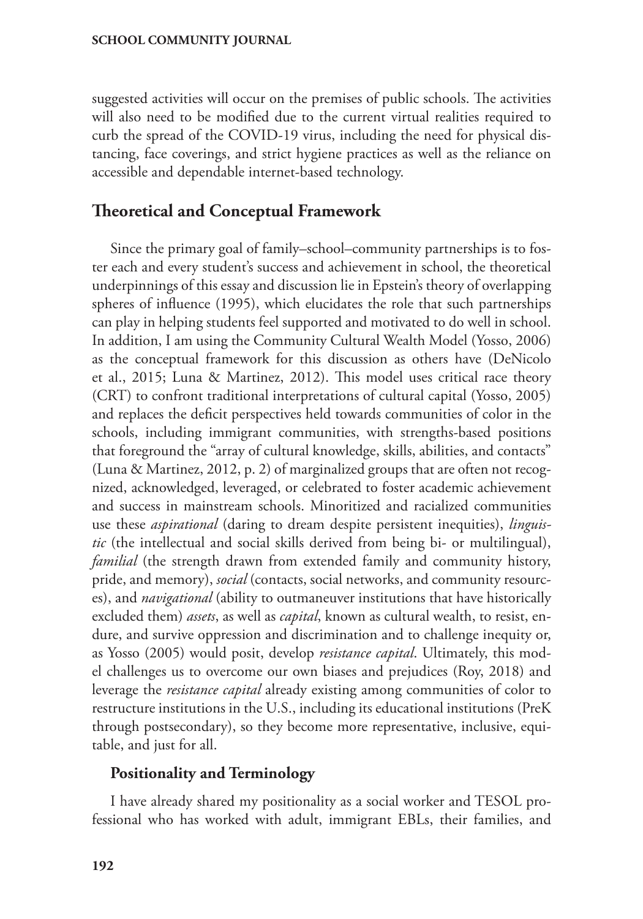suggested activities will occur on the premises of public schools. The activities will also need to be modified due to the current virtual realities required to curb the spread of the COVID-19 virus, including the need for physical distancing, face coverings, and strict hygiene practices as well as the reliance on accessible and dependable internet-based technology.

## Theoretical and Conceptual Framework

Since the primary goal of family–school–community partnerships is to foster each and every student's success and achievement in school, the theoretical underpinnings of this essay and discussion lie in Epstein's theory of overlapping spheres of influence (1995), which elucidates the role that such partnerships can play in helping students feel supported and motivated to do well in school. In addition, I am using the Community Cultural Wealth Model (Yosso, 2006) as the conceptual framework for this discussion as others have (DeNicolo et al., 2015; Luna & Martinez, 2012). This model uses critical race theory (CRT) to confront traditional interpretations of cultural capital (Yosso, 2005) and replaces the deficit perspectives held towards communities of color in the schools, including immigrant communities, with strengths-based positions that foreground the "array of cultural knowledge, skills, abilities, and contacts" (Luna & Martinez, 2012, p. 2) of marginalized groups that are often not recognized, acknowledged, leveraged, or celebrated to foster academic achievement and success in mainstream schools. Minoritized and racialized communities use these *aspirational* (daring to dream despite persistent inequities), *linguistic* (the intellectual and social skills derived from being bi- or multilingual), *familial* (the strength drawn from extended family and community history, pride, and memory), *social* (contacts, social networks, and community resources), and *navigational* (ability to outmaneuver institutions that have historically excluded them) *assets*, as well as *capital*, known as cultural wealth, to resist, endure, and survive oppression and discrimination and to challenge inequity or, as Yosso (2005) would posit, develop *resistance capital*. Ultimately, this model challenges us to overcome our own biases and prejudices (Roy, 2018) and leverage the *resistance capital* already existing among communities of color to restructure institutions in the U.S., including its educational institutions (PreK through postsecondary), so they become more representative, inclusive, equitable, and just for all.

### Positionality and Terminology

I have already shared my positionality as a social worker and TESOL professional who has worked with adult, immigrant EBLs, their families, and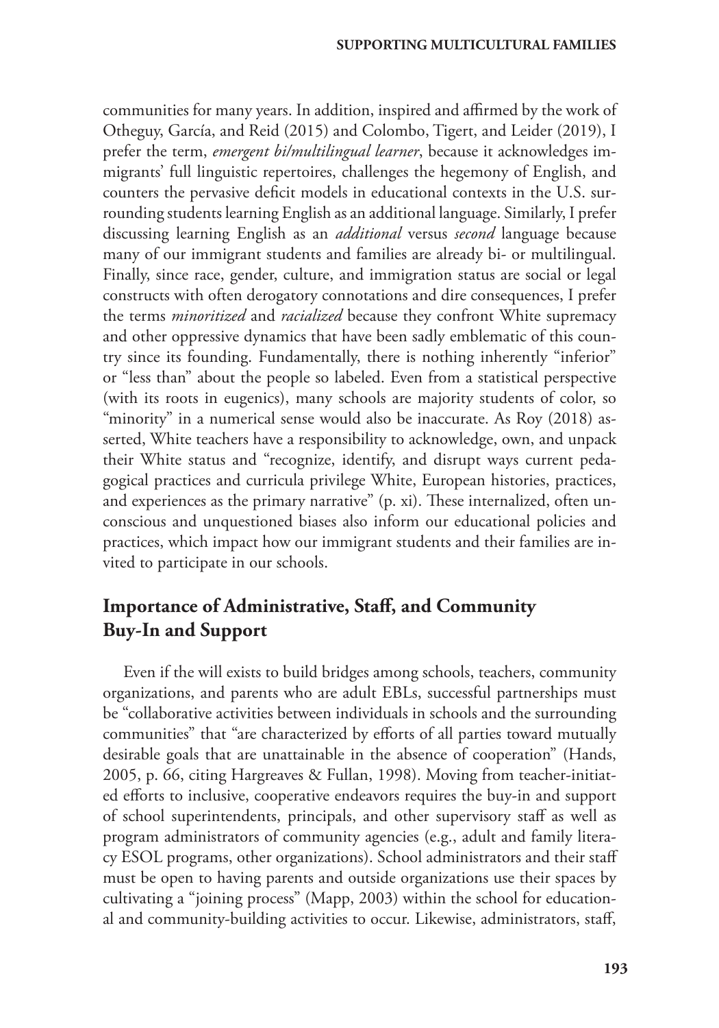communities for many years. In addition, inspired and affirmed by the work of Otheguy, García, and Reid (2015) and Colombo, Tigert, and Leider (2019), I prefer the term, *emergent bi/multilingual learner*, because it acknowledges immigrants' full linguistic repertoires, challenges the hegemony of English, and counters the pervasive deficit models in educational contexts in the U.S. surrounding students learning English as an additional language. Similarly, I prefer discussing learning English as an *additional* versus *second* language because many of our immigrant students and families are already bi- or multilingual. Finally, since race, gender, culture, and immigration status are social or legal constructs with often derogatory connotations and dire consequences, I prefer the terms *minoritized* and *racialized* because they confront White supremacy and other oppressive dynamics that have been sadly emblematic of this country since its founding. Fundamentally, there is nothing inherently "inferior" or "less than" about the people so labeled. Even from a statistical perspective (with its roots in eugenics), many schools are majority students of color, so "minority" in a numerical sense would also be inaccurate. As Roy (2018) asserted, White teachers have a responsibility to acknowledge, own, and unpack their White status and "recognize, identify, and disrupt ways current pedagogical practices and curricula privilege White, European histories, practices, and experiences as the primary narrative" (p. xi). These internalized, often unconscious and unquestioned biases also inform our educational policies and practices, which impact how our immigrant students and their families are invited to participate in our schools.

## Importance of Administrative, Staff, and Community Buy-In and Support

Even if the will exists to build bridges among schools, teachers, community organizations, and parents who are adult EBLs, successful partnerships must be "collaborative activities between individuals in schools and the surrounding communities" that "are characterized by efforts of all parties toward mutually desirable goals that are unattainable in the absence of cooperation" (Hands, 2005, p. 66, citing Hargreaves & Fullan, 1998). Moving from teacher-initiated efforts to inclusive, cooperative endeavors requires the buy-in and support of school superintendents, principals, and other supervisory staff as well as program administrators of community agencies (e.g., adult and family literacy ESOL programs, other organizations). School administrators and their staff must be open to having parents and outside organizations use their spaces by cultivating a "joining process" (Mapp, 2003) within the school for educational and community-building activities to occur. Likewise, administrators, staff,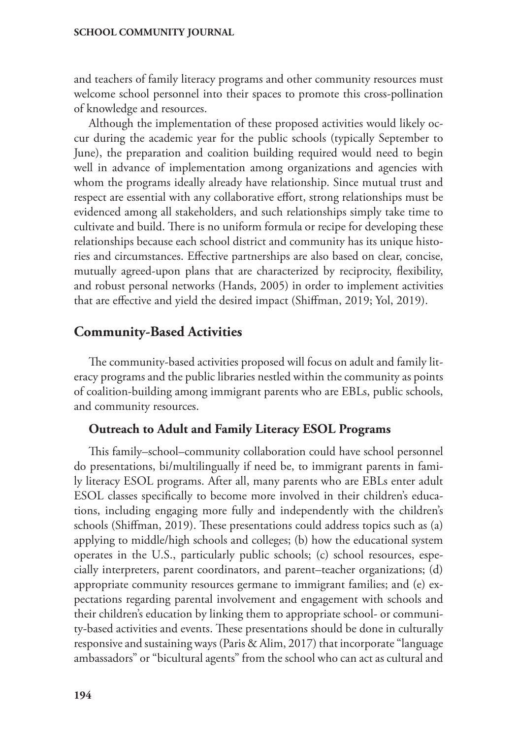and teachers of family literacy programs and other community resources must welcome school personnel into their spaces to promote this cross-pollination of knowledge and resources.

Although the implementation of these proposed activities would likely occur during the academic year for the public schools (typically September to June), the preparation and coalition building required would need to begin well in advance of implementation among organizations and agencies with whom the programs ideally already have relationship. Since mutual trust and respect are essential with any collaborative effort, strong relationships must be evidenced among all stakeholders, and such relationships simply take time to cultivate and build. There is no uniform formula or recipe for developing these relationships because each school district and community has its unique histories and circumstances. Effective partnerships are also based on clear, concise, mutually agreed-upon plans that are characterized by reciprocity, flexibility, and robust personal networks (Hands, 2005) in order to implement activities that are effective and yield the desired impact (Shiffman, 2019; Yol, 2019).

## Community-Based Activities

The community-based activities proposed will focus on adult and family literacy programs and the public libraries nestled within the community as points of coalition-building among immigrant parents who are EBLs, public schools, and community resources.

### Outreach to Adult and Family Literacy ESOL Programs

This family–school–community collaboration could have school personnel do presentations, bi/multilingually if need be, to immigrant parents in family literacy ESOL programs. After all, many parents who are EBLs enter adult ESOL classes specifically to become more involved in their children's educations, including engaging more fully and independently with the children's schools (Shiffman, 2019). These presentations could address topics such as (a) applying to middle/high schools and colleges; (b) how the educational system operates in the U.S., particularly public schools; (c) school resources, especially interpreters, parent coordinators, and parent–teacher organizations; (d) appropriate community resources germane to immigrant families; and (e) expectations regarding parental involvement and engagement with schools and their children's education by linking them to appropriate school- or community-based activities and events. These presentations should be done in culturally responsive and sustaining ways (Paris & Alim, 2017) that incorporate "language ambassadors" or "bicultural agents" from the school who can act as cultural and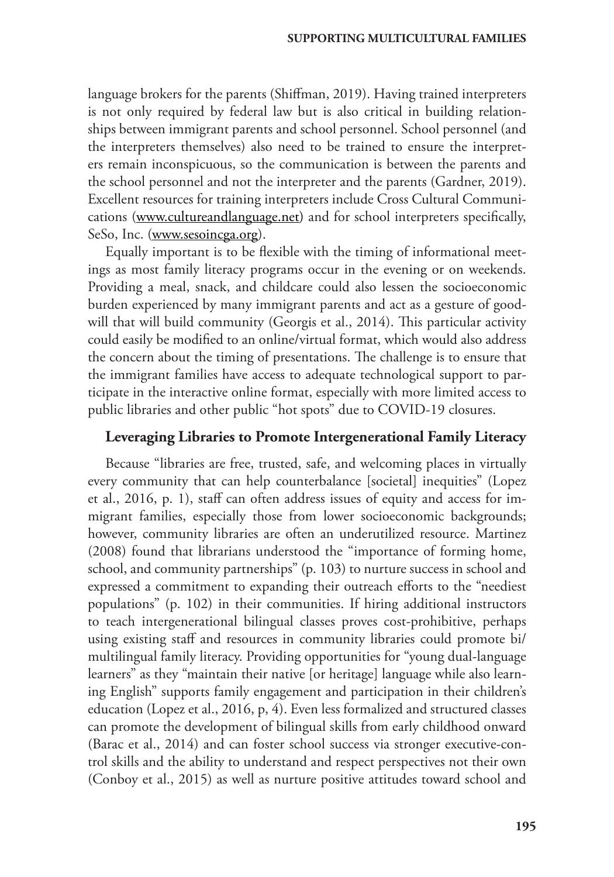language brokers for the parents (Shiffman, 2019). Having trained interpreters is not only required by federal law but is also critical in building relationships between immigrant parents and school personnel. School personnel (and the interpreters themselves) also need to be trained to ensure the interpreters remain inconspicuous, so the communication is between the parents and the school personnel and not the interpreter and the parents (Gardner, 2019). Excellent resources for training interpreters include Cross Cultural Communications (www.cultureandlanguage.net) and for school interpreters specifically, SeSo, Inc. (www.sesoincga.org).

Equally important is to be flexible with the timing of informational meetings as most family literacy programs occur in the evening or on weekends. Providing a meal, snack, and childcare could also lessen the socioeconomic burden experienced by many immigrant parents and act as a gesture of goodwill that will build community (Georgis et al., 2014). This particular activity could easily be modified to an online/virtual format, which would also address the concern about the timing of presentations. The challenge is to ensure that the immigrant families have access to adequate technological support to participate in the interactive online format, especially with more limited access to public libraries and other public "hot spots" due to COVID-19 closures.

### Leveraging Libraries to Promote Intergenerational Family Literacy

Because "libraries are free, trusted, safe, and welcoming places in virtually every community that can help counterbalance [societal] inequities" (Lopez et al., 2016, p. 1), staff can often address issues of equity and access for immigrant families, especially those from lower socioeconomic backgrounds; however, community libraries are often an underutilized resource. Martinez (2008) found that librarians understood the "importance of forming home, school, and community partnerships" (p. 103) to nurture success in school and expressed a commitment to expanding their outreach efforts to the "neediest populations" (p. 102) in their communities. If hiring additional instructors to teach intergenerational bilingual classes proves cost-prohibitive, perhaps using existing staff and resources in community libraries could promote bi/multilingual family literacy. Providing opportunities for "young dual-language learners" as they "maintain their native [or heritage] language while also learning English" supports family engagement and participation in their children's education (Lopez et al., 2016, p, 4). Even less formalized and structured classes can promote the development of bilingual skills from early childhood onward (Barac et al., 2014) and can foster school success via stronger executive-control skills and the ability to understand and respect perspectives not their own (Conboy et al., 2015) as well as nurture positive attitudes toward school and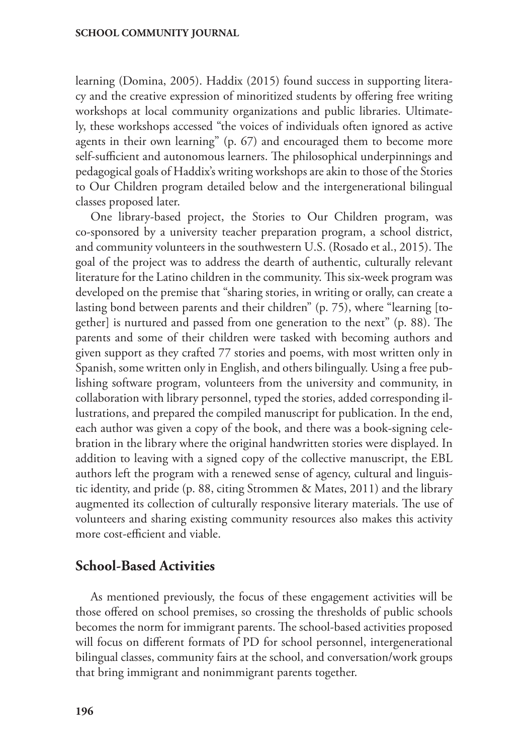learning (Domina, 2005). Haddix (2015) found success in supporting literacy and the creative expression of minoritized students by offering free writing workshops at local community organizations and public libraries. Ultimately, these workshops accessed "the voices of individuals often ignored as active agents in their own learning" (p. 67) and encouraged them to become more self-sufficient and autonomous learners. The philosophical underpinnings and pedagogical goals of Haddix's writing workshops are akin to those of the Stories to Our Children program detailed below and the intergenerational bilingual classes proposed later.

One library-based project, the Stories to Our Children program, was co-sponsored by a university teacher preparation program, a school district, and community volunteers in the southwestern U.S. (Rosado et al., 2015). The goal of the project was to address the dearth of authentic, culturally relevant literature for the Latino children in the community. This six-week program was developed on the premise that "sharing stories, in writing or orally, can create a lasting bond between parents and their children" (p. 75), where "learning [together] is nurtured and passed from one generation to the next" (p. 88). The parents and some of their children were tasked with becoming authors and given support as they crafted 77 stories and poems, with most written only in Spanish, some written only in English, and others bilingually. Using a free publishing software program, volunteers from the university and community, in collaboration with library personnel, typed the stories, added corresponding illustrations, and prepared the compiled manuscript for publication. In the end, each author was given a copy of the book, and there was a book-signing celebration in the library where the original handwritten stories were displayed. In addition to leaving with a signed copy of the collective manuscript, the EBL authors left the program with a renewed sense of agency, cultural and linguistic identity, and pride (p. 88, citing Strommen & Mates, 2011) and the library augmented its collection of culturally responsive literary materials. The use of volunteers and sharing existing community resources also makes this activity more cost-efficient and viable.

## School-Based Activities

As mentioned previously, the focus of these engagement activities will be those offered on school premises, so crossing the thresholds of public schools becomes the norm for immigrant parents. The school-based activities proposed will focus on different formats of PD for school personnel, intergenerational bilingual classes, community fairs at the school, and conversation/work groups that bring immigrant and nonimmigrant parents together.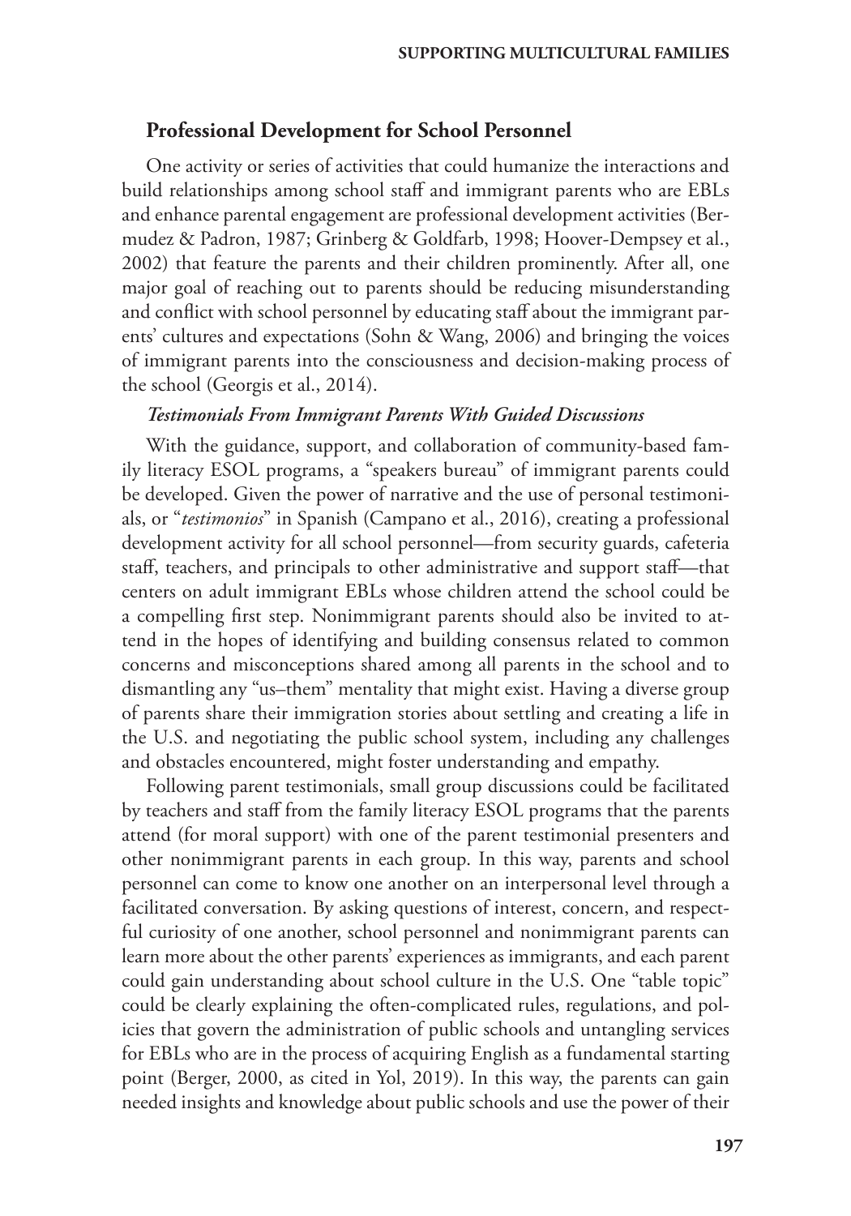## Professional Development for School Personnel

One activity or series of activities that could humanize the interactions and build relationships among school staff and immigrant parents who are EBLs and enhance parental engagement are professional development activities (Bermudez & Padron, 1987; Grinberg & Goldfarb, 1998; Hoover-Dempsey et al., 2002) that feature the parents and their children prominently. After all, one major goal of reaching out to parents should be reducing misunderstanding and conflict with school personnel by educating staff about the immigrant parents' cultures and expectations (Sohn & Wang, 2006) and bringing the voices of immigrant parents into the consciousness and decision-making process of the school (Georgis et al., 2014).

### *Testimonials From Immigrant Parents With Guided Discussions*

With the guidance, support, and collaboration of community-based family literacy ESOL programs, a "speakers bureau" of immigrant parents could be developed. Given the power of narrative and the use of personal testimonials, or "*testimonios*" in Spanish (Campano et al., 2016), creating a professional development activity for all school personnel—from security guards, cafeteria staff, teachers, and principals to other administrative and support staff—that centers on adult immigrant EBLs whose children attend the school could be a compelling first step. Nonimmigrant parents should also be invited to attend in the hopes of identifying and building consensus related to common concerns and misconceptions shared among all parents in the school and to dismantling any "us–them" mentality that might exist. Having a diverse group of parents share their immigration stories about settling and creating a life in the U.S. and negotiating the public school system, including any challenges and obstacles encountered, might foster understanding and empathy.

Following parent testimonials, small group discussions could be facilitated by teachers and staff from the family literacy ESOL programs that the parents attend (for moral support) with one of the parent testimonial presenters and other nonimmigrant parents in each group. In this way, parents and school personnel can come to know one another on an interpersonal level through a facilitated conversation. By asking questions of interest, concern, and respectful curiosity of one another, school personnel and nonimmigrant parents can learn more about the other parents' experiences as immigrants, and each parent could gain understanding about school culture in the U.S. One "table topic" could be clearly explaining the often-complicated rules, regulations, and policies that govern the administration of public schools and untangling services for EBLs who are in the process of acquiring English as a fundamental starting point (Berger, 2000, as cited in Yol, 2019). In this way, the parents can gain needed insights and knowledge about public schools and use the power of their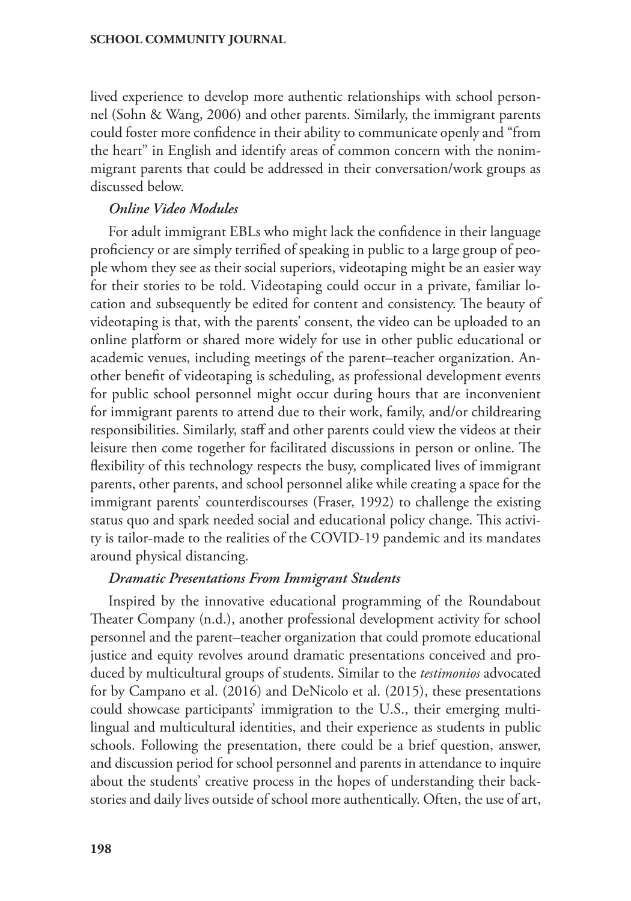lived experience to develop more authentic relationships with school personnel (Sohn & Wang, 2006) and other parents. Similarly, the immigrant parents could foster more confidence in their ability to communicate openly and "from the heart" in English and identify areas of common concern with the nonimmigrant parents that could be addressed in their conversation/work groups as discussed below.

#### *Online Video Modules*

For adult immigrant EBLs who might lack the confidence in their language proficiency or are simply terrified of speaking in public to a large group of people whom they see as their social superiors, videotaping might be an easier way for their stories to be told. Videotaping could occur in a private, familiar location and subsequently be edited for content and consistency. The beauty of videotaping is that, with the parents' consent, the video can be uploaded to an online platform or shared more widely for use in other public educational or academic venues, including meetings of the parent–teacher organization. Another benefit of videotaping is scheduling, as professional development events for public school personnel might occur during hours that are inconvenient for immigrant parents to attend due to their work, family, and/or childrearing responsibilities. Similarly, staff and other parents could view the videos at their leisure then come together for facilitated discussions in person or online. The flexibility of this technology respects the busy, complicated lives of immigrant parents, other parents, and school personnel alike while creating a space for the immigrant parents' counterdiscourses (Fraser, 1992) to challenge the existing status quo and spark needed social and educational policy change. This activity is tailor-made to the realities of the COVID-19 pandemic and its mandates around physical distancing.

#### *Dramatic Presentations From Immigrant Students*

Inspired by the innovative educational programming of the Roundabout Theater Company (n.d.), another professional development activity for school personnel and the parent–teacher organization that could promote educational justice and equity revolves around dramatic presentations conceived and produced by multicultural groups of students. Similar to the *testimonios* advocated for by Campano et al. (2016) and DeNicolo et al. (2015), these presentations could showcase participants' immigration to the U.S., their emerging multilingual and multicultural identities, and their experience as students in public schools. Following the presentation, there could be a brief question, answer, and discussion period for school personnel and parents in attendance to inquire about the students' creative process in the hopes of understanding their backstories and daily lives outside of school more authentically. Often, the use of art,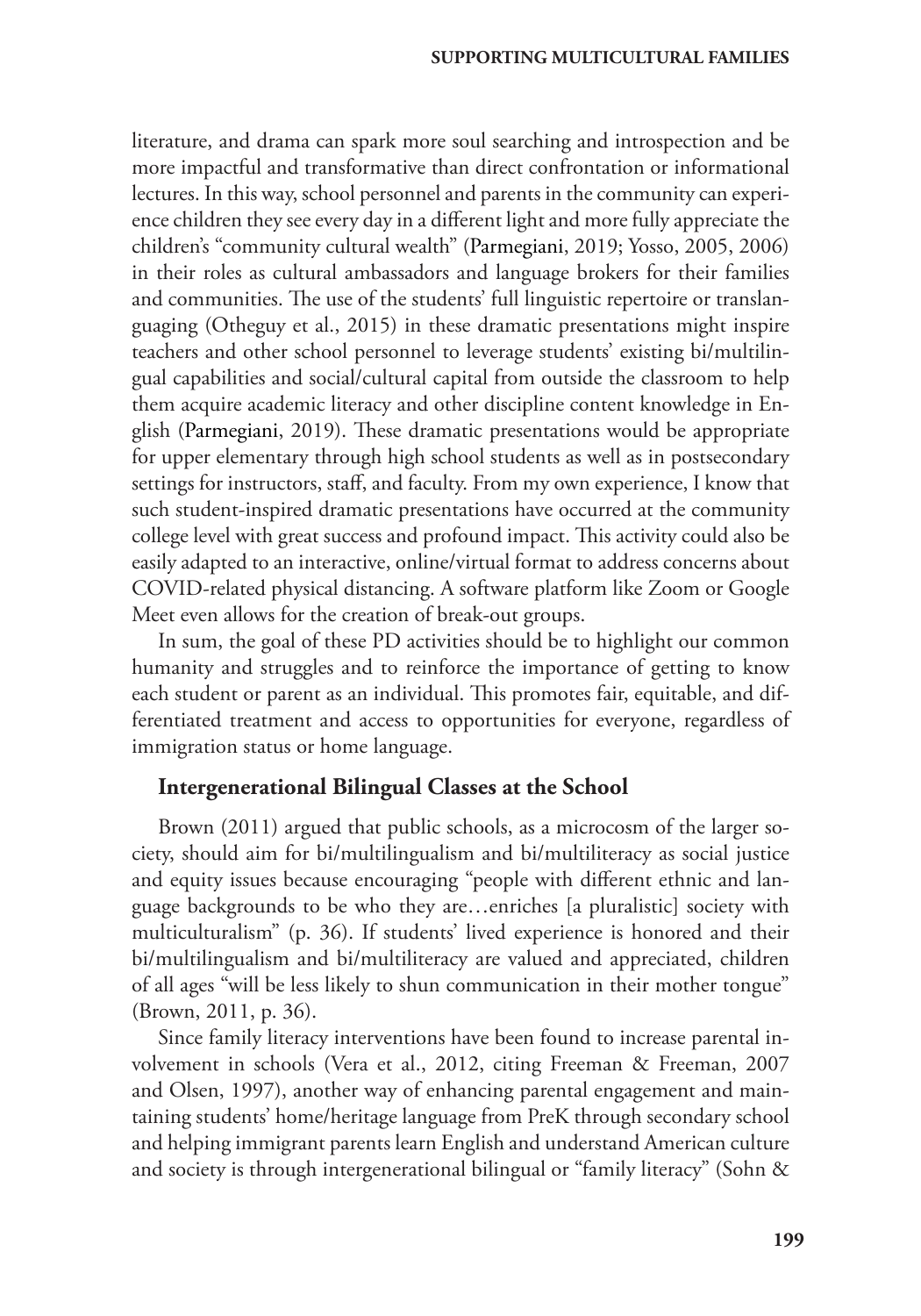literature, and drama can spark more soul searching and introspection and be more impactful and transformative than direct confrontation or informational lectures. In this way, school personnel and parents in the community can experience children they see every day in a different light and more fully appreciate the children's "community cultural wealth" (Parmegiani, 2019; Yosso, 2005, 2006) in their roles as cultural ambassadors and language brokers for their families and communities. The use of the students' full linguistic repertoire or translanguaging (Otheguy et al., 2015) in these dramatic presentations might inspire teachers and other school personnel to leverage students' existing bi/multilingual capabilities and social/cultural capital from outside the classroom to help them acquire academic literacy and other discipline content knowledge in English (Parmegiani, 2019). These dramatic presentations would be appropriate for upper elementary through high school students as well as in postsecondary settings for instructors, staff, and faculty. From my own experience, I know that such student-inspired dramatic presentations have occurred at the community college level with great success and profound impact. This activity could also be easily adapted to an interactive, online/virtual format to address concerns about COVID-related physical distancing. A software platform like Zoom or Google Meet even allows for the creation of break-out groups.

In sum, the goal of these PD activities should be to highlight our common humanity and struggles and to reinforce the importance of getting to know each student or parent as an individual. This promotes fair, equitable, and differentiated treatment and access to opportunities for everyone, regardless of immigration status or home language.

### Intergenerational Bilingual Classes at the School

Brown (2011) argued that public schools, as a microcosm of the larger society, should aim for bi/multilingualism and bi/multiliteracy as social justice and equity issues because encouraging "people with different ethnic and language backgrounds to be who they are…enriches [a pluralistic] society with multiculturalism" (p. 36). If students' lived experience is honored and their bi/multilingualism and bi/multiliteracy are valued and appreciated, children of all ages "will be less likely to shun communication in their mother tongue" (Brown, 2011, p. 36).

Since family literacy interventions have been found to increase parental involvement in schools (Vera et al., 2012, citing Freeman & Freeman, 2007 and Olsen, 1997), another way of enhancing parental engagement and maintaining students' home/heritage language from PreK through secondary school and helping immigrant parents learn English and understand American culture and society is through intergenerational bilingual or "family literacy" (Sohn &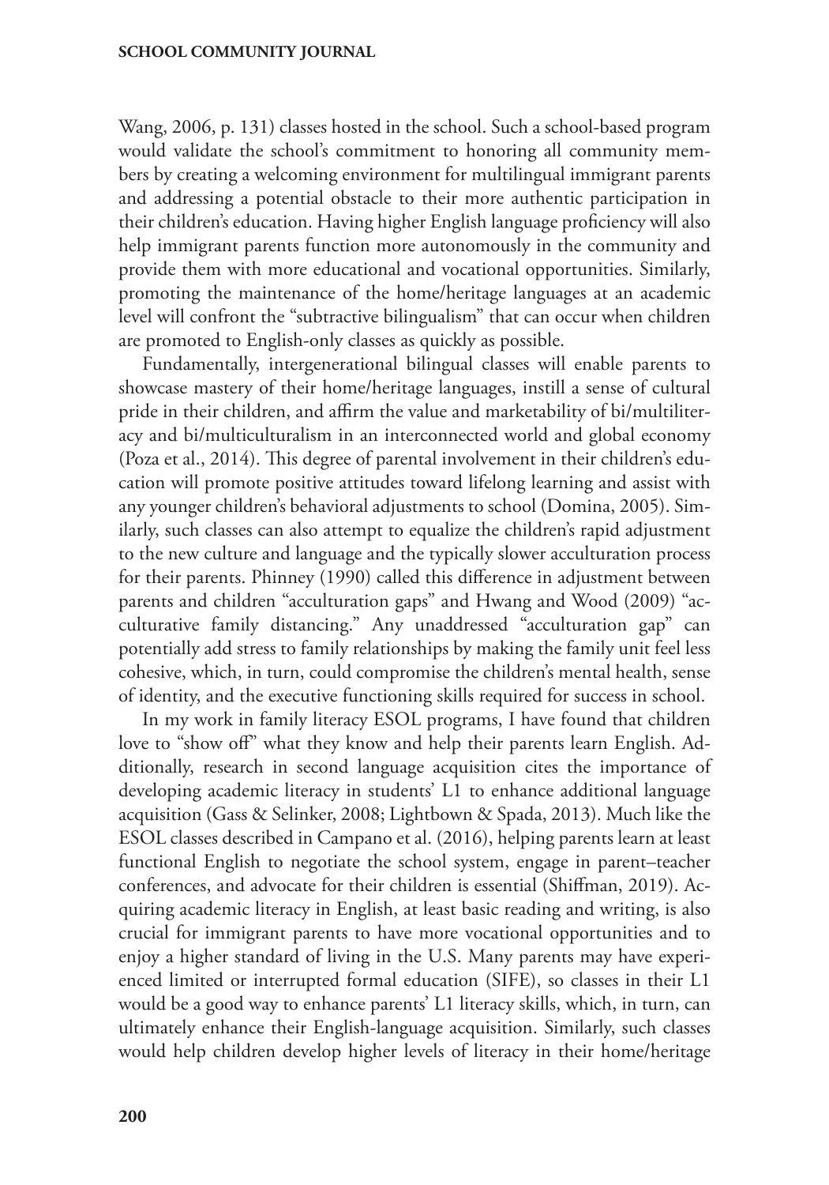Wang, 2006, p. 131) classes hosted in the school. Such a school-based program would validate the school's commitment to honoring all community members by creating a welcoming environment for multilingual immigrant parents and addressing a potential obstacle to their more authentic participation in their children's education. Having higher English language proficiency will also help immigrant parents function more autonomously in the community and provide them with more educational and vocational opportunities. Similarly, promoting the maintenance of the home/heritage languages at an academic level will confront the "subtractive bilingualism" that can occur when children are promoted to English-only classes as quickly as possible.

Fundamentally, intergenerational bilingual classes will enable parents to showcase mastery of their home/heritage languages, instill a sense of cultural pride in their children, and affirm the value and marketability of bi/multiliteracy and bi/multiculturalism in an interconnected world and global economy (Poza et al., 2014). This degree of parental involvement in their children's education will promote positive attitudes toward lifelong learning and assist with any younger children's behavioral adjustments to school (Domina, 2005). Similarly, such classes can also attempt to equalize the children's rapid adjustment to the new culture and language and the typically slower acculturation process for their parents. Phinney (1990) called this difference in adjustment between parents and children "acculturation gaps" and Hwang and Wood (2009) "acculturative family distancing." Any unaddressed "acculturation gap" can potentially add stress to family relationships by making the family unit feel less cohesive, which, in turn, could compromise the children's mental health, sense of identity, and the executive functioning skills required for success in school.

In my work in family literacy ESOL programs, I have found that children love to "show off" what they know and help their parents learn English. Additionally, research in second language acquisition cites the importance of developing academic literacy in students' L1 to enhance additional language acquisition (Gass & Selinker, 2008; Lightbown & Spada, 2013). Much like the ESOL classes described in Campano et al. (2016), helping parents learn at least functional English to negotiate the school system, engage in parent–teacher conferences, and advocate for their children is essential (Shiffman, 2019). Acquiring academic literacy in English, at least basic reading and writing, is also crucial for immigrant parents to have more vocational opportunities and to enjoy a higher standard of living in the U.S. Many parents may have experienced limited or interrupted formal education (SIFE), so classes in their L1 would be a good way to enhance parents' L1 literacy skills, which, in turn, can ultimately enhance their English-language acquisition. Similarly, such classes would help children develop higher levels of literacy in their home/heritage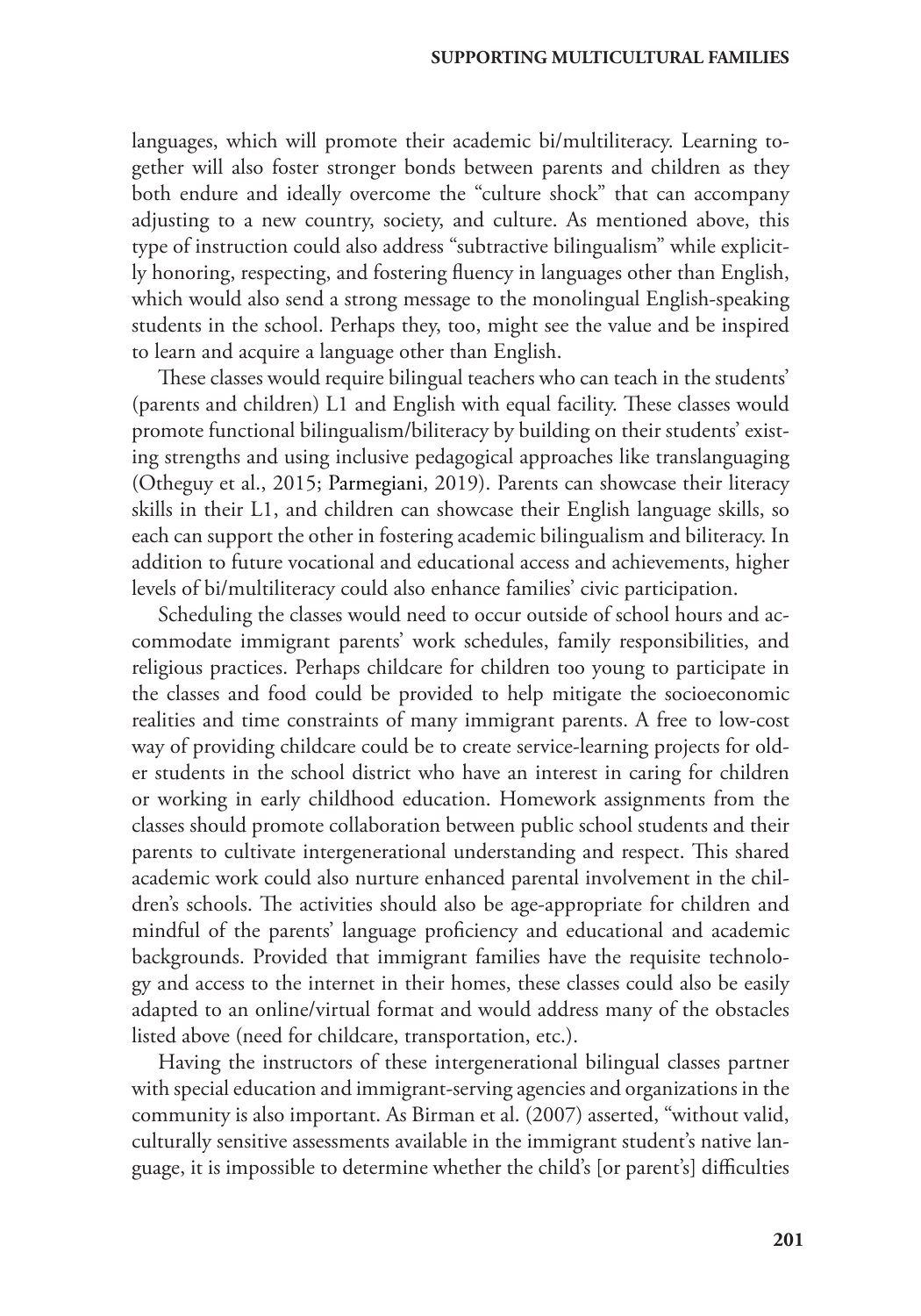languages, which will promote their academic bi/multiliteracy. Learning together will also foster stronger bonds between parents and children as they both endure and ideally overcome the "culture shock" that can accompany adjusting to a new country, society, and culture. As mentioned above, this type of instruction could also address "subtractive bilingualism" while explicitly honoring, respecting, and fostering fluency in languages other than English, which would also send a strong message to the monolingual English-speaking students in the school. Perhaps they, too, might see the value and be inspired to learn and acquire a language other than English.

These classes would require bilingual teachers who can teach in the students' (parents and children) L1 and English with equal facility. These classes would promote functional bilingualism/biliteracy by building on their students' existing strengths and using inclusive pedagogical approaches like translanguaging (Otheguy et al., 2015; Parmegiani, 2019). Parents can showcase their literacy skills in their L1, and children can showcase their English language skills, so each can support the other in fostering academic bilingualism and biliteracy. In addition to future vocational and educational access and achievements, higher levels of bi/multiliteracy could also enhance families' civic participation.

Scheduling the classes would need to occur outside of school hours and accommodate immigrant parents' work schedules, family responsibilities, and religious practices. Perhaps childcare for children too young to participate in the classes and food could be provided to help mitigate the socioeconomic realities and time constraints of many immigrant parents. A free to low-cost way of providing childcare could be to create service-learning projects for older students in the school district who have an interest in caring for children or working in early childhood education. Homework assignments from the classes should promote collaboration between public school students and their parents to cultivate intergenerational understanding and respect. This shared academic work could also nurture enhanced parental involvement in the children's schools. The activities should also be age-appropriate for children and mindful of the parents' language proficiency and educational and academic backgrounds. Provided that immigrant families have the requisite technology and access to the internet in their homes, these classes could also be easily adapted to an online/virtual format and would address many of the obstacles listed above (need for childcare, transportation, etc.).

Having the instructors of these intergenerational bilingual classes partner with special education and immigrant-serving agencies and organizations in the community is also important. As Birman et al. (2007) asserted, "without valid, culturally sensitive assessments available in the immigrant student's native language, it is impossible to determine whether the child's [or parent's] difficulties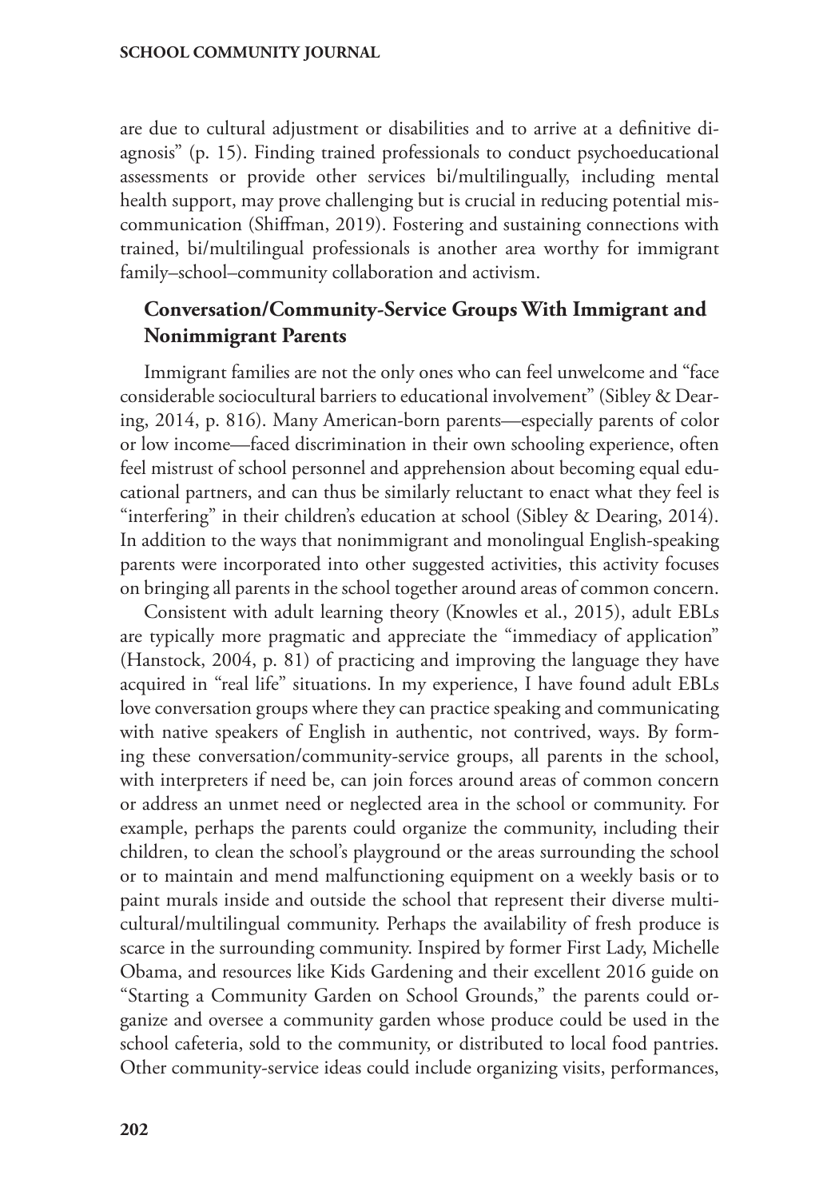are due to cultural adjustment or disabilities and to arrive at a definitive diagnosis" (p. 15). Finding trained professionals to conduct psychoeducational assessments or provide other services bi/multilingually, including mental health support, may prove challenging but is crucial in reducing potential miscommunication (Shiffman, 2019). Fostering and sustaining connections with trained, bi/multilingual professionals is another area worthy for immigrant family–school–community collaboration and activism.

## Conversation/Community-Service Groups With Immigrant and Nonimmigrant Parents

Immigrant families are not the only ones who can feel unwelcome and "face considerable sociocultural barriers to educational involvement" (Sibley & Dearing, 2014, p. 816). Many American-born parents—especially parents of color or low income—faced discrimination in their own schooling experience, often feel mistrust of school personnel and apprehension about becoming equal educational partners, and can thus be similarly reluctant to enact what they feel is "interfering" in their children's education at school (Sibley & Dearing, 2014). In addition to the ways that nonimmigrant and monolingual English-speaking parents were incorporated into other suggested activities, this activity focuses on bringing all parents in the school together around areas of common concern.

Consistent with adult learning theory (Knowles et al., 2015), adult EBLs are typically more pragmatic and appreciate the "immediacy of application" (Hanstock, 2004, p. 81) of practicing and improving the language they have acquired in "real life" situations. In my experience, I have found adult EBLs love conversation groups where they can practice speaking and communicating with native speakers of English in authentic, not contrived, ways. By forming these conversation/community-service groups, all parents in the school, with interpreters if need be, can join forces around areas of common concern or address an unmet need or neglected area in the school or community. For example, perhaps the parents could organize the community, including their children, to clean the school's playground or the areas surrounding the school or to maintain and mend malfunctioning equipment on a weekly basis or to paint murals inside and outside the school that represent their diverse multicultural/multilingual community. Perhaps the availability of fresh produce is scarce in the surrounding community. Inspired by former First Lady, Michelle Obama, and resources like Kids Gardening and their excellent 2016 guide on "Starting a Community Garden on School Grounds," the parents could organize and oversee a community garden whose produce could be used in the school cafeteria, sold to the community, or distributed to local food pantries. Other community-service ideas could include organizing visits, performances,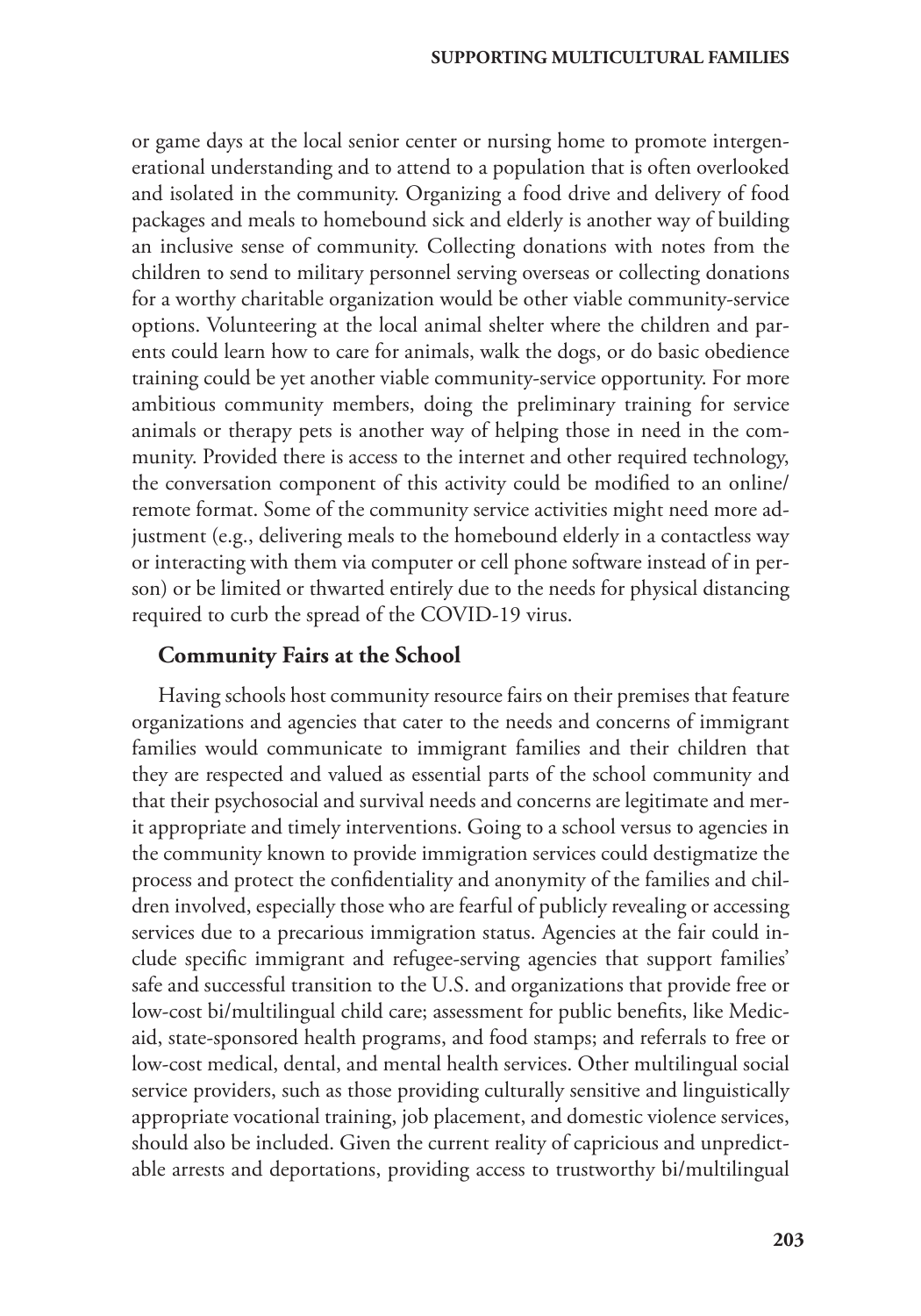or game days at the local senior center or nursing home to promote intergenerational understanding and to attend to a population that is often overlooked and isolated in the community. Organizing a food drive and delivery of food packages and meals to homebound sick and elderly is another way of building an inclusive sense of community. Collecting donations with notes from the children to send to military personnel serving overseas or collecting donations for a worthy charitable organization would be other viable community-service options. Volunteering at the local animal shelter where the children and parents could learn how to care for animals, walk the dogs, or do basic obedience training could be yet another viable community-service opportunity. For more ambitious community members, doing the preliminary training for service animals or therapy pets is another way of helping those in need in the community. Provided there is access to the internet and other required technology, the conversation component of this activity could be modified to an online/remote format. Some of the community service activities might need more adjustment (e.g., delivering meals to the homebound elderly in a contactless way or interacting with them via computer or cell phone software instead of in person) or be limited or thwarted entirely due to the needs for physical distancing required to curb the spread of the COVID-19 virus.

### Community Fairs at the School

Having schools host community resource fairs on their premises that feature organizations and agencies that cater to the needs and concerns of immigrant families would communicate to immigrant families and their children that they are respected and valued as essential parts of the school community and that their psychosocial and survival needs and concerns are legitimate and merit appropriate and timely interventions. Going to a school versus to agencies in the community known to provide immigration services could destigmatize the process and protect the confidentiality and anonymity of the families and children involved, especially those who are fearful of publicly revealing or accessing services due to a precarious immigration status. Agencies at the fair could include specific immigrant and refugee-serving agencies that support families' safe and successful transition to the U.S. and organizations that provide free or low-cost bi/multilingual child care; assessment for public benefits, like Medicaid, state-sponsored health programs, and food stamps; and referrals to free or low-cost medical, dental, and mental health services. Other multilingual social service providers, such as those providing culturally sensitive and linguistically appropriate vocational training, job placement, and domestic violence services, should also be included. Given the current reality of capricious and unpredictable arrests and deportations, providing access to trustworthy bi/multilingual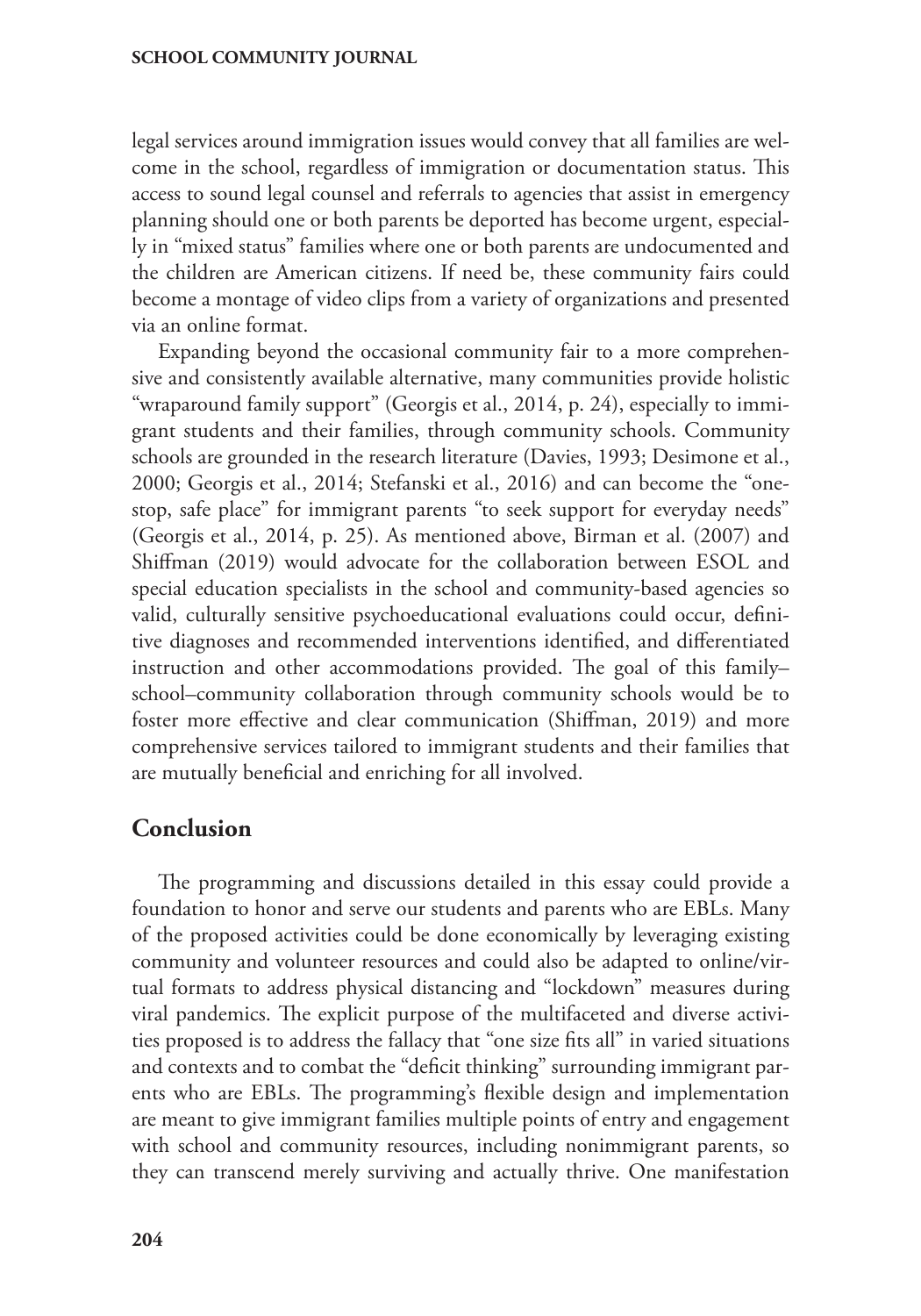legal services around immigration issues would convey that all families are welcome in the school, regardless of immigration or documentation status. This access to sound legal counsel and referrals to agencies that assist in emergency planning should one or both parents be deported has become urgent, especially in "mixed status" families where one or both parents are undocumented and the children are American citizens. If need be, these community fairs could become a montage of video clips from a variety of organizations and presented via an online format.

Expanding beyond the occasional community fair to a more comprehensive and consistently available alternative, many communities provide holistic "wraparound family support" (Georgis et al., 2014, p. 24), especially to immigrant students and their families, through community schools. Community schools are grounded in the research literature (Davies, 1993; Desimone et al., 2000; Georgis et al., 2014; Stefanski et al., 2016) and can become the "one-stop, safe place" for immigrant parents "to seek support for everyday needs" (Georgis et al., 2014, p. 25). As mentioned above, Birman et al. (2007) and Shiffman (2019) would advocate for the collaboration between ESOL and special education specialists in the school and community-based agencies so valid, culturally sensitive psychoeducational evaluations could occur, definitive diagnoses and recommended interventions identified, and differentiated instruction and other accommodations provided. The goal of this family–school–community collaboration through community schools would be to foster more effective and clear communication (Shiffman, 2019) and more comprehensive services tailored to immigrant students and their families that are mutually beneficial and enriching for all involved.

## Conclusion

The programming and discussions detailed in this essay could provide a foundation to honor and serve our students and parents who are EBLs. Many of the proposed activities could be done economically by leveraging existing community and volunteer resources and could also be adapted to online/virtual formats to address physical distancing and "lockdown" measures during viral pandemics. The explicit purpose of the multifaceted and diverse activities proposed is to address the fallacy that "one size fits all" in varied situations and contexts and to combat the "deficit thinking" surrounding immigrant parents who are EBLs. The programming's flexible design and implementation are meant to give immigrant families multiple points of entry and engagement with school and community resources, including nonimmigrant parents, so they can transcend merely surviving and actually thrive. One manifestation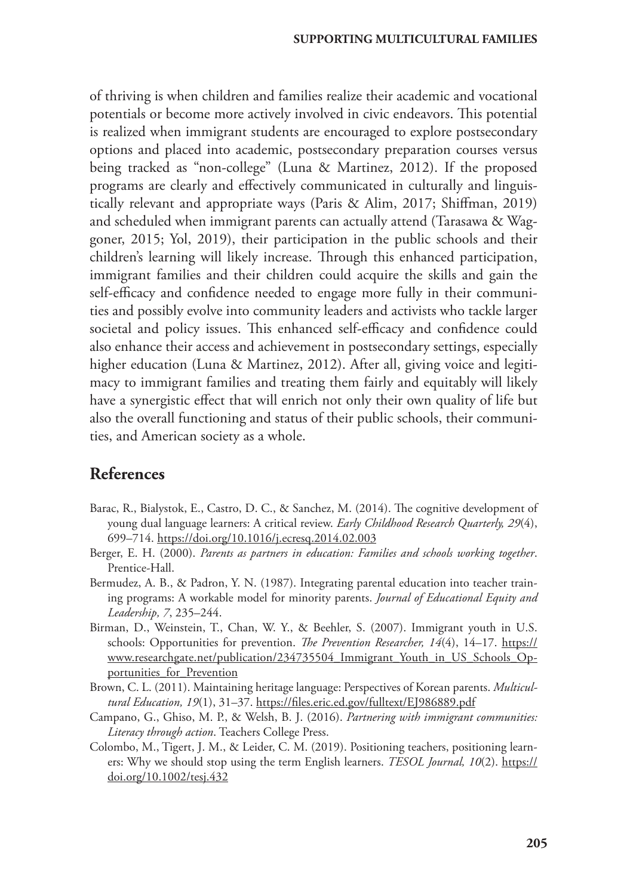of thriving is when children and families realize their academic and vocational potentials or become more actively involved in civic endeavors. This potential is realized when immigrant students are encouraged to explore postsecondary options and placed into academic, postsecondary preparation courses versus being tracked as "non-college" (Luna & Martinez, 2012). If the proposed programs are clearly and effectively communicated in culturally and linguistically relevant and appropriate ways (Paris & Alim, 2017; Shiffman, 2019) and scheduled when immigrant parents can actually attend (Tarasawa & Waggoner, 2015; Yol, 2019), their participation in the public schools and their children's learning will likely increase. Through this enhanced participation, immigrant families and their children could acquire the skills and gain the self-efficacy and confidence needed to engage more fully in their communities and possibly evolve into community leaders and activists who tackle larger societal and policy issues. This enhanced self-efficacy and confidence could also enhance their access and achievement in postsecondary settings, especially higher education (Luna & Martinez, 2012). After all, giving voice and legitimacy to immigrant families and treating them fairly and equitably will likely have a synergistic effect that will enrich not only their own quality of life but also the overall functioning and status of their public schools, their communities, and American society as a whole.

## References

Barac, R., Bialystok, E., Castro, D. C., & Sanchez, M. (2014). The cognitive development of young dual language learners: A critical review. *Early Childhood Research Quarterly, 29*(4), 699–714. https://doi.org/10.1016/j.ecresq.2014.02.003

Berger, E. H. (2000). *Parents as partners in education: Families and schools working together*. Prentice-Hall.

Bermudez, A. B., & Padron, Y. N. (1987). Integrating parental education into teacher training programs: A workable model for minority parents. *Journal of Educational Equity and Leadership, 7*, 235–244.

Birman, D., Weinstein, T., Chan, W. Y., & Beehler, S. (2007). Immigrant youth in U.S. schools: Opportunities for prevention. *The Prevention Researcher, 14*(4), 14–17. https://www.researchgate.net/publication/234735504_Immigrant_Youth_in_US_Schools_Opportunities_for_Prevention

Brown, C. L. (2011). Maintaining heritage language: Perspectives of Korean parents. *Multicultural Education, 19*(1), 31–37. https://files.eric.ed.gov/fulltext/EJ986889.pdf

Campano, G., Ghiso, M. P., & Welsh, B. J. (2016). *Partnering with immigrant communities: Literacy through action*. Teachers College Press.

Colombo, M., Tigert, J. M., & Leider, C. M. (2019). Positioning teachers, positioning learners: Why we should stop using the term English learners. *TESOL Journal, 10*(2). https://doi.org/10.1002/tesj.432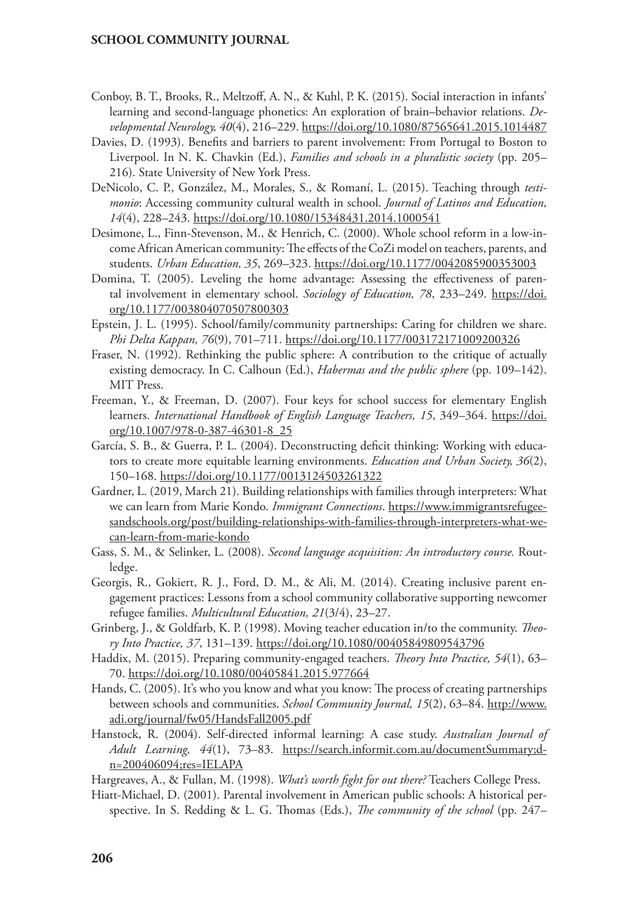Conboy, B. T., Brooks, R., Meltzoff, A. N., & Kuhl, P. K. (2015). Social interaction in infants' learning and second-language phonetics: An exploration of brain–behavior relations. *Developmental Neurology, 40*(4), 216–229. https://doi.org/10.1080/87565641.2015.1014487

Davies, D. (1993). Benefits and barriers to parent involvement: From Portugal to Boston to Liverpool. In N. K. Chavkin (Ed.), *Families and schools in a pluralistic society* (pp. 205–216). State University of New York Press.

DeNicolo, C. P., González, M., Morales, S., & Romaní, L. (2015). Teaching through *testimonio*: Accessing community cultural wealth in school. *Journal of Latinos and Education, 14*(4), 228–243. https://doi.org/10.1080/15348431.2014.1000541

Desimone, L., Finn-Stevenson, M., & Henrich, C. (2000). Whole school reform in a low-income African American community: The effects of the CoZi model on teachers, parents, and students. *Urban Education, 35*, 269–323. https://doi.org/10.1177/0042085900353003

Domina, T. (2005). Leveling the home advantage: Assessing the effectiveness of parental involvement in elementary school. *Sociology of Education, 78*, 233–249. https://doi.org/10.1177/003804070507800303

Epstein, J. L. (1995). School/family/community partnerships: Caring for children we share. *Phi Delta Kappan, 76*(9), 701–711. https://doi.org/10.1177/003172171009200326

Fraser, N. (1992). Rethinking the public sphere: A contribution to the critique of actually existing democracy. In C. Calhoun (Ed.), *Habermas and the public sphere* (pp. 109–142). MIT Press.

Freeman, Y., & Freeman, D. (2007). Four keys for school success for elementary English learners. *International Handbook of English Language Teachers, 15*, 349–364. https://doi.org/10.1007/978-0-387-46301-8_25

García, S. B., & Guerra, P. L. (2004). Deconstructing deficit thinking: Working with educators to create more equitable learning environments. *Education and Urban Society, 36*(2), 150–168. https://doi.org/10.1177/0013124503261322

Gardner, L. (2019, March 21). Building relationships with families through interpreters: What we can learn from Marie Kondo. *Immigrant Connections*. https://www.immigrantsrefugeesandschools.org/post/building-relationships-with-families-through-interpreters-what-we-can-learn-from-marie-kondo

Gass, S. M., & Selinker, L. (2008). *Second language acquisition: An introductory course.* Routledge.

Georgis, R., Gokiert, R. J., Ford, D. M., & Ali, M. (2014). Creating inclusive parent engagement practices: Lessons from a school community collaborative supporting newcomer refugee families. *Multicultural Education, 21*(3/4), 23–27.

Grinberg, J., & Goldfarb, K. P. (1998). Moving teacher education in/to the community. *Theory Into Practice, 37*, 131–139. https://doi.org/10.1080/00405849809543796

Haddix, M. (2015). Preparing community-engaged teachers. *Theory Into Practice, 54*(1), 63–70. https://doi.org/10.1080/00405841.2015.977664

Hands, C. (2005). It's who you know and what you know: The process of creating partnerships between schools and communities. *School Community Journal, 15*(2), 63–84. http://www.adi.org/journal/fw05/HandsFall2005.pdf

Hanstock, R. (2004). Self-directed informal learning: A case study. *Australian Journal of Adult Learning, 44*(1), 73–83. https://search.informit.com.au/documentSummary;dn=200406094;res=IELAPA

Hargreaves, A., & Fullan, M. (1998). *What's worth fight for out there?* Teachers College Press.

Hiatt-Michael, D. (2001). Parental involvement in American public schools: A historical perspective. In S. Redding & L. G. Thomas (Eds.), *The community of the school* (pp. 247–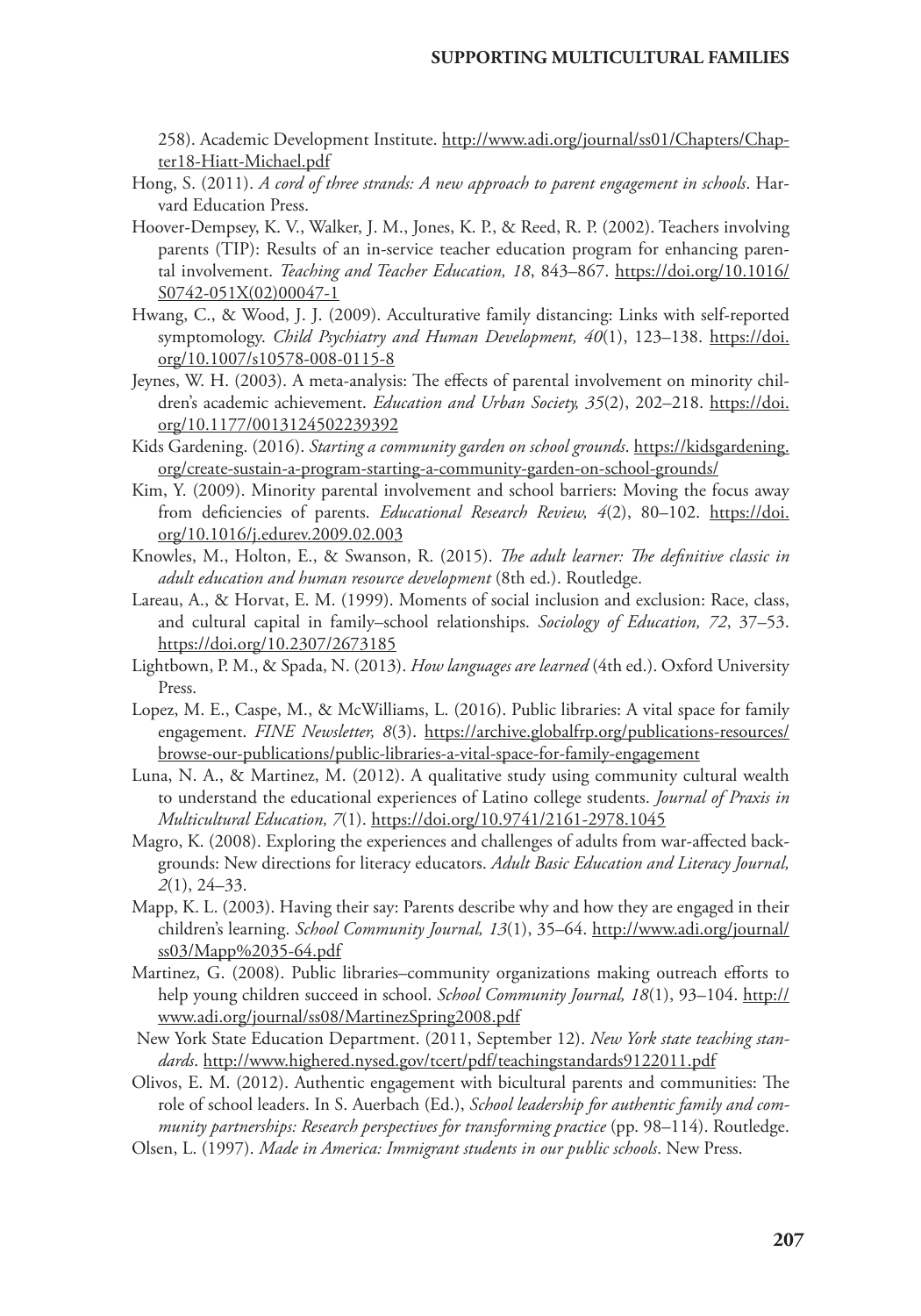258). Academic Development Institute. http://www.adi.org/journal/ss01/Chapters/Chapter18-Hiatt-Michael.pdf

Hong, S. (2011). *A cord of three strands: A new approach to parent engagement in schools*. Harvard Education Press.

Hoover-Dempsey, K. V., Walker, J. M., Jones, K. P., & Reed, R. P. (2002). Teachers involving parents (TIP): Results of an in-service teacher education program for enhancing parental involvement. *Teaching and Teacher Education, 18*, 843–867. https://doi.org/10.1016/S0742-051X(02)00047-1

Hwang, C., & Wood, J. J. (2009). Acculturative family distancing: Links with self-reported symptomology. *Child Psychiatry and Human Development, 40*(1), 123–138. https://doi.org/10.1007/s10578-008-0115-8

Jeynes, W. H. (2003). A meta-analysis: The effects of parental involvement on minority children's academic achievement. *Education and Urban Society, 35*(2), 202–218. https://doi.org/10.1177/0013124502239392

Kids Gardening. (2016). *Starting a community garden on school grounds*. https://kidsgardening.org/create-sustain-a-program-starting-a-community-garden-on-school-grounds/

Kim, Y. (2009). Minority parental involvement and school barriers: Moving the focus away from deficiencies of parents. *Educational Research Review, 4*(2), 80–102. https://doi.org/10.1016/j.edurev.2009.02.003

Knowles, M., Holton, E., & Swanson, R. (2015). *The adult learner: The definitive classic in adult education and human resource development* (8th ed.). Routledge.

Lareau, A., & Horvat, E. M. (1999). Moments of social inclusion and exclusion: Race, class, and cultural capital in family–school relationships. *Sociology of Education, 72*, 37–53. https://doi.org/10.2307/2673185

Lightbown, P. M., & Spada, N. (2013). *How languages are learned* (4th ed.). Oxford University Press.

Lopez, M. E., Caspe, M., & McWilliams, L. (2016). Public libraries: A vital space for family engagement. *FINE Newsletter, 8*(3). https://archive.globalfrp.org/publications-resources/browse-our-publications/public-libraries-a-vital-space-for-family-engagement

Luna, N. A., & Martinez, M. (2012). A qualitative study using community cultural wealth to understand the educational experiences of Latino college students. *Journal of Praxis in Multicultural Education, 7*(1). https://doi.org/10.9741/2161-2978.1045

Magro, K. (2008). Exploring the experiences and challenges of adults from war-affected backgrounds: New directions for literacy educators. *Adult Basic Education and Literacy Journal, 2*(1), 24–33.

Mapp, K. L. (2003). Having their say: Parents describe why and how they are engaged in their children's learning. *School Community Journal, 13*(1), 35–64. http://www.adi.org/journal/ss03/Mapp%2035-64.pdf

Martinez, G. (2008). Public libraries–community organizations making outreach efforts to help young children succeed in school. *School Community Journal, 18*(1), 93–104. http://www.adi.org/journal/ss08/MartinezSpring2008.pdf

New York State Education Department. (2011, September 12). *New York state teaching standards*. http://www.highered.nysed.gov/tcert/pdf/teachingstandards9122011.pdf

Olivos, E. M. (2012). Authentic engagement with bicultural parents and communities: The role of school leaders. In S. Auerbach (Ed.), *School leadership for authentic family and community partnerships: Research perspectives for transforming practice* (pp. 98–114). Routledge.

Olsen, L. (1997). *Made in America: Immigrant students in our public schools*. New Press.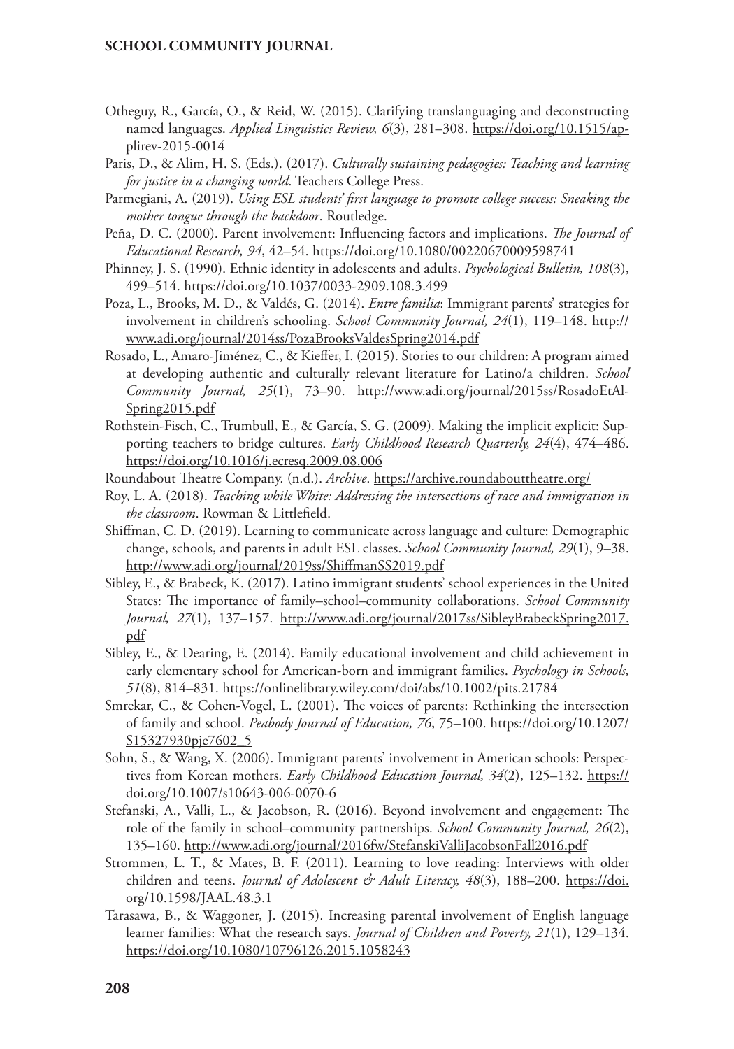Otheguy, R., García, O., & Reid, W. (2015). Clarifying translanguaging and deconstructing named languages. *Applied Linguistics Review, 6*(3), 281–308. https://doi.org/10.1515/applirev-2015-0014

Paris, D., & Alim, H. S. (Eds.). (2017). *Culturally sustaining pedagogies: Teaching and learning for justice in a changing world*. Teachers College Press.

Parmegiani, A. (2019). *Using ESL students' first language to promote college success: Sneaking the mother tongue through the backdoor*. Routledge.

Peña, D. C. (2000). Parent involvement: Influencing factors and implications. *The Journal of Educational Research, 94*, 42–54. https://doi.org/10.1080/00220670009598741

Phinney, J. S. (1990). Ethnic identity in adolescents and adults. *Psychological Bulletin, 108*(3), 499–514. https://doi.org/10.1037/0033-2909.108.3.499

Poza, L., Brooks, M. D., & Valdés, G. (2014). *Entre familia*: Immigrant parents' strategies for involvement in children's schooling. *School Community Journal, 24*(1), 119–148. http://www.adi.org/journal/2014ss/PozaBrooksValdesSpring2014.pdf

Rosado, L., Amaro-Jiménez, C., & Kieffer, I. (2015). Stories to our children: A program aimed at developing authentic and culturally relevant literature for Latino/a children. *School Community Journal, 25*(1), 73–90. http://www.adi.org/journal/2015ss/RosadoEtAlSpring2015.pdf

Rothstein-Fisch, C., Trumbull, E., & García, S. G. (2009). Making the implicit explicit: Supporting teachers to bridge cultures. *Early Childhood Research Quarterly, 24*(4), 474–486. https://doi.org/10.1016/j.ecresq.2009.08.006

Roundabout Theatre Company. (n.d.). *Archive*. https://archive.roundabouttheatre.org/

Roy, L. A. (2018). *Teaching while White: Addressing the intersections of race and immigration in the classroom*. Rowman & Littlefield.

Shiffman, C. D. (2019). Learning to communicate across language and culture: Demographic change, schools, and parents in adult ESL classes. *School Community Journal, 29*(1), 9–38. http://www.adi.org/journal/2019ss/ShiffmanSS2019.pdf

Sibley, E., & Brabeck, K. (2017). Latino immigrant students' school experiences in the United States: The importance of family–school–community collaborations. *School Community Journal, 27*(1), 137–157. http://www.adi.org/journal/2017ss/SibleyBrabeckSpring2017.pdf

Sibley, E., & Dearing, E. (2014). Family educational involvement and child achievement in early elementary school for American-born and immigrant families. *Psychology in Schools, 51*(8), 814–831. https://onlinelibrary.wiley.com/doi/abs/10.1002/pits.21784

Smrekar, C., & Cohen-Vogel, L. (2001). The voices of parents: Rethinking the intersection of family and school. *Peabody Journal of Education, 76*, 75–100. https://doi.org/10.1207/S15327930pje7602_5

Sohn, S., & Wang, X. (2006). Immigrant parents' involvement in American schools: Perspectives from Korean mothers. *Early Childhood Education Journal, 34*(2), 125–132. https://doi.org/10.1007/s10643-006-0070-6

Stefanski, A., Valli, L., & Jacobson, R. (2016). Beyond involvement and engagement: The role of the family in school–community partnerships. *School Community Journal, 26*(2), 135–160. http://www.adi.org/journal/2016fw/StefanskiValliJacobsonFall2016.pdf

Strommen, L. T., & Mates, B. F. (2011). Learning to love reading: Interviews with older children and teens. *Journal of Adolescent & Adult Literacy, 48*(3), 188–200. https://doi.org/10.1598/JAAL.48.3.1

Tarasawa, B., & Waggoner, J. (2015). Increasing parental involvement of English language learner families: What the research says. *Journal of Children and Poverty, 21*(1), 129–134. https://doi.org/10.1080/10796126.2015.1058243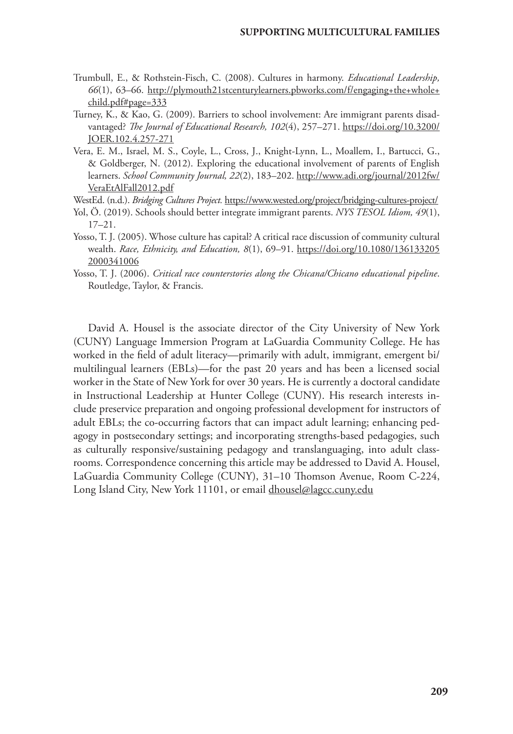Trumbull, E., & Rothstein-Fisch, C. (2008). Cultures in harmony. *Educational Leadership, 66*(1), 63–66. http://plymouth21stcenturylearners.pbworks.com/f/engaging+the+whole+child.pdf#page=333

Turney, K., & Kao, G. (2009). Barriers to school involvement: Are immigrant parents disadvantaged? *The Journal of Educational Research, 102*(4), 257–271. https://doi.org/10.3200/JOER.102.4.257-271

Vera, E. M., Israel, M. S., Coyle, L., Cross, J., Knight-Lynn, L., Moallem, I., Bartucci, G., & Goldberger, N. (2012). Exploring the educational involvement of parents of English learners. *School Community Journal, 22*(2), 183–202. http://www.adi.org/journal/2012fw/VeraEtAlFall2012.pdf

WestEd. (n.d.). *Bridging Cultures Project.* https://www.wested.org/project/bridging-cultures-project/

Yol, Ö. (2019). Schools should better integrate immigrant parents. *NYS TESOL Idiom, 49*(1), 17–21.

Yosso, T. J. (2005). Whose culture has capital? A critical race discussion of community cultural wealth. *Race, Ethnicity, and Education, 8*(1), 69–91. https://doi.org/10.1080/1361332052000341006

Yosso, T. J. (2006). *Critical race counterstories along the Chicana/Chicano educational pipeline*. Routledge, Taylor, & Francis.

David A. Housel is the associate director of the City University of New York (CUNY) Language Immersion Program at LaGuardia Community College. He has worked in the field of adult literacy—primarily with adult, immigrant, emergent bi/multilingual learners (EBLs)—for the past 20 years and has been a licensed social worker in the State of New York for over 30 years. He is currently a doctoral candidate in Instructional Leadership at Hunter College (CUNY). His research interests include preservice preparation and ongoing professional development for instructors of adult EBLs; the co-occurring factors that can impact adult learning; enhancing pedagogy in postsecondary settings; and incorporating strengths-based pedagogies, such as culturally responsive/sustaining pedagogy and translanguaging, into adult classrooms. Correspondence concerning this article may be addressed to David A. Housel, LaGuardia Community College (CUNY), 31–10 Thomson Avenue, Room C-224, Long Island City, New York 11101, or email dhousel@lagcc.cuny.edu